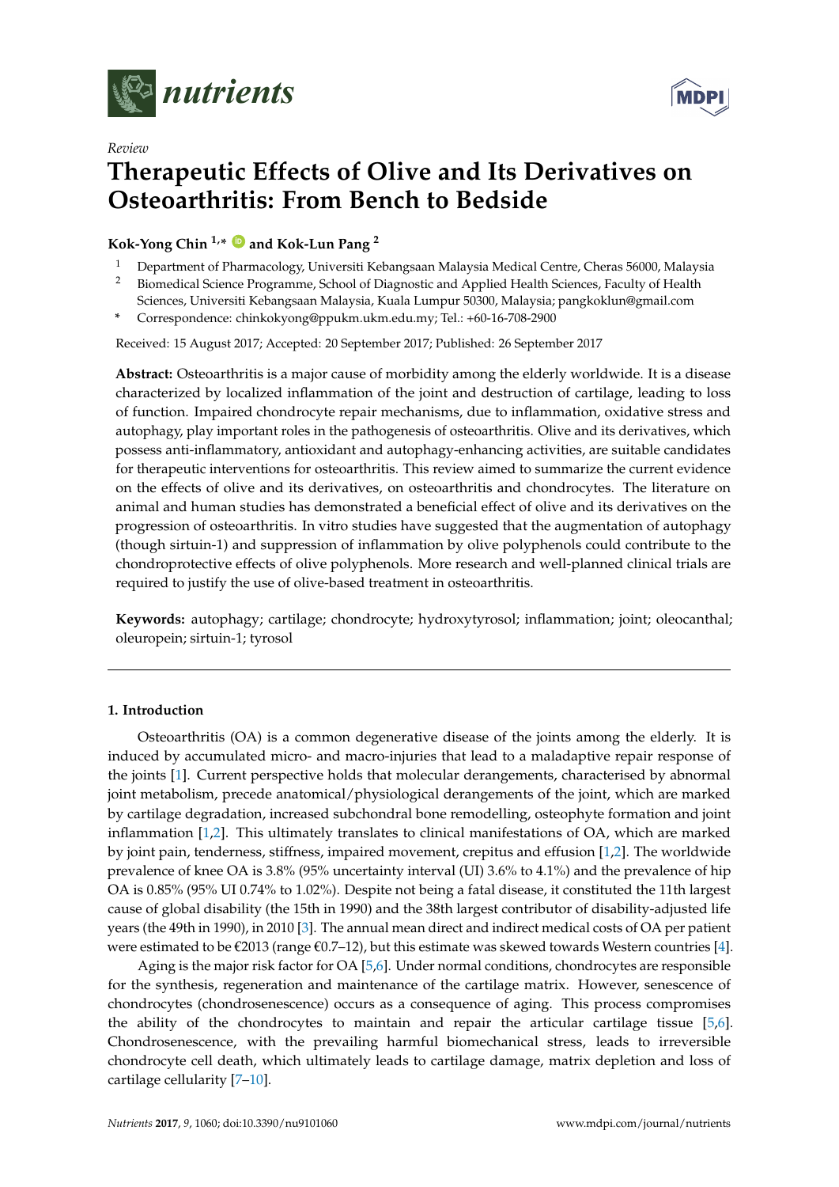*Review*

# Therapeutic Effects of Olive and Its Derivatives on Osteoarthritis: From Bench to Bedside

**Kok-Yong Chin [1,*] and Kok-Lun Pang [2]**

[1] Department of Pharmacology, Universiti Kebangsaan Malaysia Medical Centre, Cheras 56000, Malaysia
[2] Biomedical Science Programme, School of Diagnostic and Applied Health Sciences, Faculty of Health Sciences, Universiti Kebangsaan Malaysia, Kuala Lumpur 50300, Malaysia; pangkoklun@gmail.com
* Correspondence: chinkokyong@ppukm.ukm.edu.my; Tel.: +60-16-708-2900

Received: 15 August 2017; Accepted: 20 September 2017; Published: 26 September 2017

**Abstract:** Osteoarthritis is a major cause of morbidity among the elderly worldwide. It is a disease characterized by localized inflammation of the joint and destruction of cartilage, leading to loss of function. Impaired chondrocyte repair mechanisms, due to inflammation, oxidative stress and autophagy, play important roles in the pathogenesis of osteoarthritis. Olive and its derivatives, which possess anti-inflammatory, antioxidant and autophagy-enhancing activities, are suitable candidates for therapeutic interventions for osteoarthritis. This review aimed to summarize the current evidence on the effects of olive and its derivatives, on osteoarthritis and chondrocytes. The literature on animal and human studies has demonstrated a beneficial effect of olive and its derivatives on the progression of osteoarthritis. In vitro studies have suggested that the augmentation of autophagy (though sirtuin-1) and suppression of inflammation by olive polyphenols could contribute to the chondroprotective effects of olive polyphenols. More research and well-planned clinical trials are required to justify the use of olive-based treatment in osteoarthritis.

**Keywords:** autophagy; cartilage; chondrocyte; hydroxytyrosol; inflammation; joint; oleocanthal; oleuropein; sirtuin-1; tyrosol

## 1. Introduction

Osteoarthritis (OA) is a common degenerative disease of the joints among the elderly. It is induced by accumulated micro- and macro-injuries that lead to a maladaptive repair response of the joints [1]. Current perspective holds that molecular derangements, characterised by abnormal joint metabolism, precede anatomical/physiological derangements of the joint, which are marked by cartilage degradation, increased subchondral bone remodelling, osteophyte formation and joint inflammation [1,2]. This ultimately translates to clinical manifestations of OA, which are marked by joint pain, tenderness, stiffness, impaired movement, crepitus and effusion [1,2]. The worldwide prevalence of knee OA is 3.8% (95% uncertainty interval (UI) 3.6% to 4.1%) and the prevalence of hip OA is 0.85% (95% UI 0.74% to 1.02%). Despite not being a fatal disease, it constituted the 11th largest cause of global disability (the 15th in 1990) and the 38th largest contributor of disability-adjusted life years (the 49th in 1990), in 2010 [3]. The annual mean direct and indirect medical costs of OA per patient were estimated to be €2013 (range €0.7–12), but this estimate was skewed towards Western countries [4].

Aging is the major risk factor for OA [5,6]. Under normal conditions, chondrocytes are responsible for the synthesis, regeneration and maintenance of the cartilage matrix. However, senescence of chondrocytes (chondrosenescence) occurs as a consequence of aging. This process compromises the ability of the chondrocytes to maintain and repair the articular cartilage tissue [5,6]. Chondrosenescence, with the prevailing harmful biomechanical stress, leads to irreversible chondrocyte cell death, which ultimately leads to cartilage damage, matrix depletion and loss of cartilage cellularity [7–10].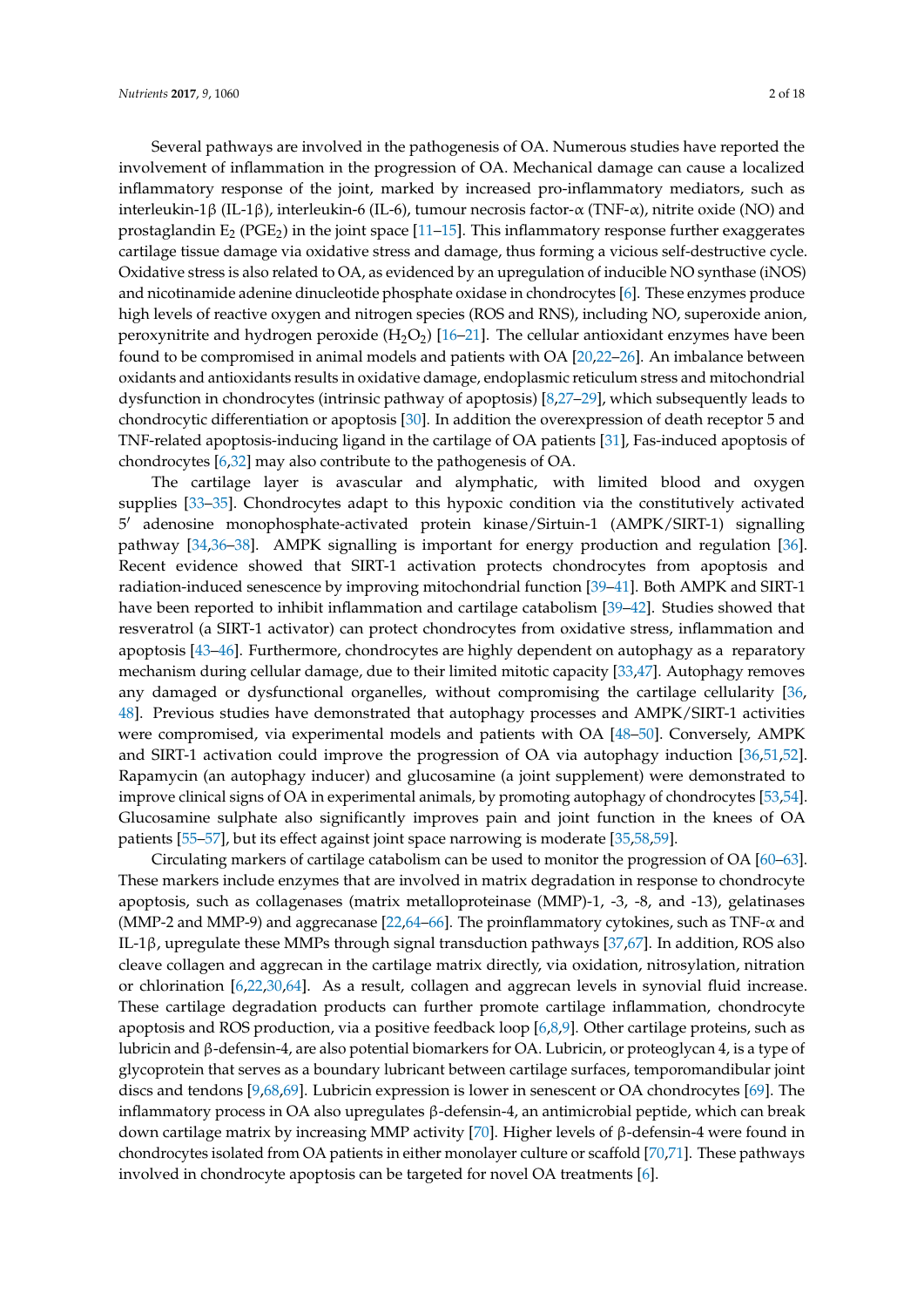Several pathways are involved in the pathogenesis of OA. Numerous studies have reported the involvement of inflammation in the progression of OA. Mechanical damage can cause a localized inflammatory response of the joint, marked by increased pro-inflammatory mediators, such as interleukin-1β (IL-1β), interleukin-6 (IL-6), tumour necrosis factor-α (TNF-α), nitrite oxide (NO) and prostaglandin $E_2$ ($PGE_2$) in the joint space [11–15]. This inflammatory response further exaggerates cartilage tissue damage via oxidative stress and damage, thus forming a vicious self-destructive cycle. Oxidative stress is also related to OA, as evidenced by an upregulation of inducible NO synthase (iNOS) and nicotinamide adenine dinucleotide phosphate oxidase in chondrocytes [6]. These enzymes produce high levels of reactive oxygen and nitrogen species (ROS and RNS), including NO, superoxide anion, peroxynitrite and hydrogen peroxide ($H_2O_2$) [16–21]. The cellular antioxidant enzymes have been found to be compromised in animal models and patients with OA [20,22–26]. An imbalance between oxidants and antioxidants results in oxidative damage, endoplasmic reticulum stress and mitochondrial dysfunction in chondrocytes (intrinsic pathway of apoptosis) [8,27–29], which subsequently leads to chondrocytic differentiation or apoptosis [30]. In addition the overexpression of death receptor 5 and TNF-related apoptosis-inducing ligand in the cartilage of OA patients [31], Fas-induced apoptosis of chondrocytes [6,32] may also contribute to the pathogenesis of OA.

The cartilage layer is avascular and alymphatic, with limited blood and oxygen supplies [33–35]. Chondrocytes adapt to this hypoxic condition via the constitutively activated 5′ adenosine monophosphate-activated protein kinase/Sirtuin-1 (AMPK/SIRT-1) signalling pathway [34,36–38]. AMPK signalling is important for energy production and regulation [36]. Recent evidence showed that SIRT-1 activation protects chondrocytes from apoptosis and radiation-induced senescence by improving mitochondrial function [39–41]. Both AMPK and SIRT-1 have been reported to inhibit inflammation and cartilage catabolism [39–42]. Studies showed that resveratrol (a SIRT-1 activator) can protect chondrocytes from oxidative stress, inflammation and apoptosis [43–46]. Furthermore, chondrocytes are highly dependent on autophagy as a reparatory mechanism during cellular damage, due to their limited mitotic capacity [33,47]. Autophagy removes any damaged or dysfunctional organelles, without compromising the cartilage cellularity [36,48]. Previous studies have demonstrated that autophagy processes and AMPK/SIRT-1 activities were compromised, via experimental models and patients with OA [48–50]. Conversely, AMPK and SIRT-1 activation could improve the progression of OA via autophagy induction [36,51,52]. Rapamycin (an autophagy inducer) and glucosamine (a joint supplement) were demonstrated to improve clinical signs of OA in experimental animals, by promoting autophagy of chondrocytes [53,54]. Glucosamine sulphate also significantly improves pain and joint function in the knees of OA patients [55–57], but its effect against joint space narrowing is moderate [35,58,59].

Circulating markers of cartilage catabolism can be used to monitor the progression of OA [60–63]. These markers include enzymes that are involved in matrix degradation in response to chondrocyte apoptosis, such as collagenases (matrix metalloproteinase (MMP)-1, -3, -8, and -13), gelatinases (MMP-2 and MMP-9) and aggrecanase [22,64–66]. The proinflammatory cytokines, such as TNF-α and IL-1β, upregulate these MMPs through signal transduction pathways [37,67]. In addition, ROS also cleave collagen and aggrecan in the cartilage matrix directly, via oxidation, nitrosylation, nitration or chlorination [6,22,30,64]. As a result, collagen and aggrecan levels in synovial fluid increase. These cartilage degradation products can further promote cartilage inflammation, chondrocyte apoptosis and ROS production, via a positive feedback loop [6,8,9]. Other cartilage proteins, such as lubricin and β-defensin-4, are also potential biomarkers for OA. Lubricin, or proteoglycan 4, is a type of glycoprotein that serves as a boundary lubricant between cartilage surfaces, temporomandibular joint discs and tendons [9,68,69]. Lubricin expression is lower in senescent or OA chondrocytes [69]. The inflammatory process in OA also upregulates β-defensin-4, an antimicrobial peptide, which can break down cartilage matrix by increasing MMP activity [70]. Higher levels of β-defensin-4 were found in chondrocytes isolated from OA patients in either monolayer culture or scaffold [70,71]. These pathways involved in chondrocyte apoptosis can be targeted for novel OA treatments [6].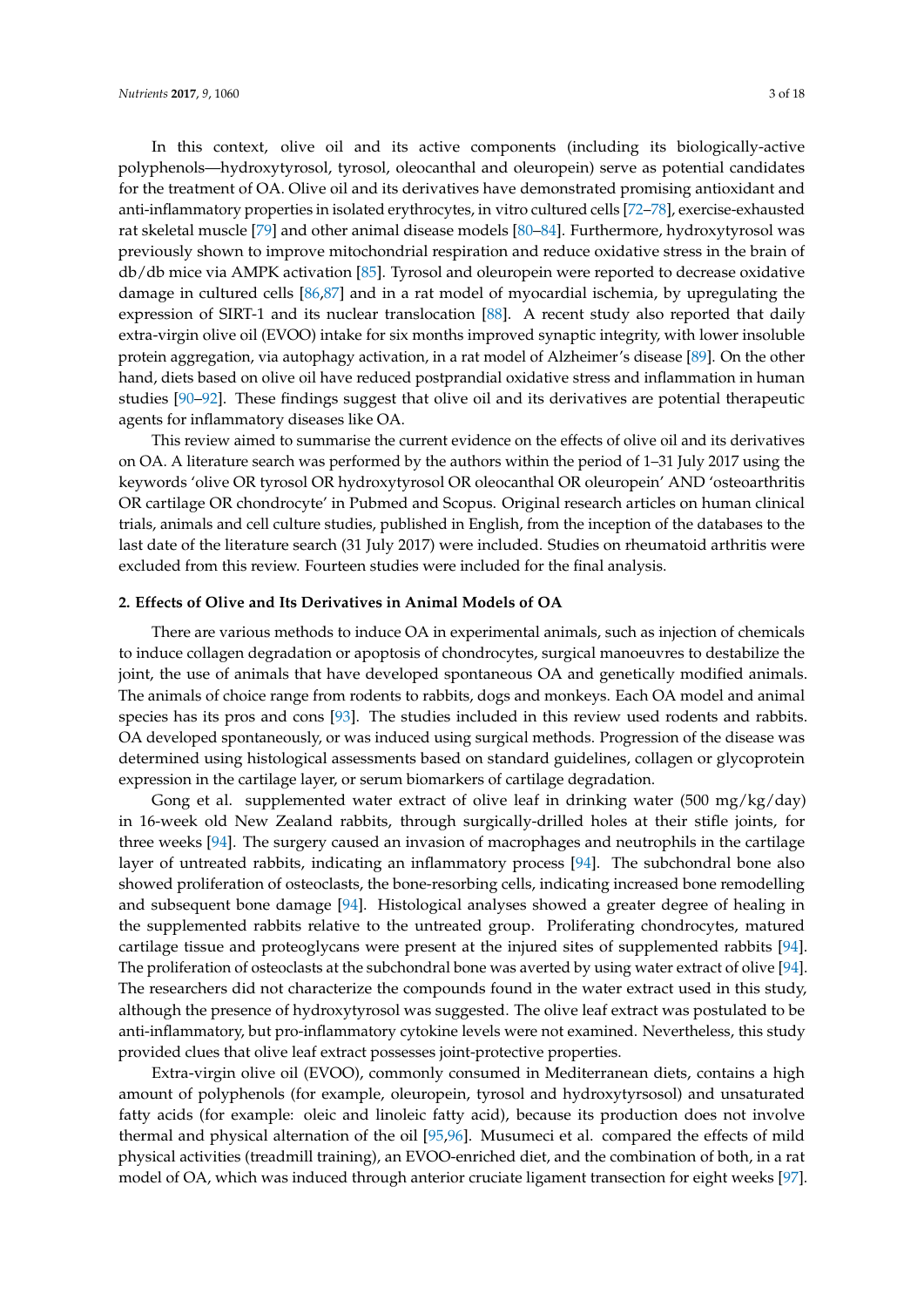In this context, olive oil and its active components (including its biologically-active polyphenols—hydroxytyrosol, tyrosol, oleocanthal and oleuropein) serve as potential candidates for the treatment of OA. Olive oil and its derivatives have demonstrated promising antioxidant and anti-inflammatory properties in isolated erythrocytes, in vitro cultured cells [72–78], exercise-exhausted rat skeletal muscle [79] and other animal disease models [80–84]. Furthermore, hydroxytyrosol was previously shown to improve mitochondrial respiration and reduce oxidative stress in the brain of db/db mice via AMPK activation [85]. Tyrosol and oleuropein were reported to decrease oxidative damage in cultured cells [86,87] and in a rat model of myocardial ischemia, by upregulating the expression of SIRT-1 and its nuclear translocation [88]. A recent study also reported that daily extra-virgin olive oil (EVOO) intake for six months improved synaptic integrity, with lower insoluble protein aggregation, via autophagy activation, in a rat model of Alzheimer's disease [89]. On the other hand, diets based on olive oil have reduced postprandial oxidative stress and inflammation in human studies [90–92]. These findings suggest that olive oil and its derivatives are potential therapeutic agents for inflammatory diseases like OA.

This review aimed to summarise the current evidence on the effects of olive oil and its derivatives on OA. A literature search was performed by the authors within the period of 1–31 July 2017 using the keywords 'olive OR tyrosol OR hydroxytyrosol OR oleocanthal OR oleuropein' AND 'osteoarthritis OR cartilage OR chondrocyte' in Pubmed and Scopus. Original research articles on human clinical trials, animals and cell culture studies, published in English, from the inception of the databases to the last date of the literature search (31 July 2017) were included. Studies on rheumatoid arthritis were excluded from this review. Fourteen studies were included for the final analysis.

## 2. Effects of Olive and Its Derivatives in Animal Models of OA

There are various methods to induce OA in experimental animals, such as injection of chemicals to induce collagen degradation or apoptosis of chondrocytes, surgical manoeuvres to destabilize the joint, the use of animals that have developed spontaneous OA and genetically modified animals. The animals of choice range from rodents to rabbits, dogs and monkeys. Each OA model and animal species has its pros and cons [93]. The studies included in this review used rodents and rabbits. OA developed spontaneously, or was induced using surgical methods. Progression of the disease was determined using histological assessments based on standard guidelines, collagen or glycoprotein expression in the cartilage layer, or serum biomarkers of cartilage degradation.

Gong et al. supplemented water extract of olive leaf in drinking water (500 mg/kg/day) in 16-week old New Zealand rabbits, through surgically-drilled holes at their stifle joints, for three weeks [94]. The surgery caused an invasion of macrophages and neutrophils in the cartilage layer of untreated rabbits, indicating an inflammatory process [94]. The subchondral bone also showed proliferation of osteoclasts, the bone-resorbing cells, indicating increased bone remodelling and subsequent bone damage [94]. Histological analyses showed a greater degree of healing in the supplemented rabbits relative to the untreated group. Proliferating chondrocytes, matured cartilage tissue and proteoglycans were present at the injured sites of supplemented rabbits [94]. The proliferation of osteoclasts at the subchondral bone was averted by using water extract of olive [94]. The researchers did not characterize the compounds found in the water extract used in this study, although the presence of hydroxytyrosol was suggested. The olive leaf extract was postulated to be anti-inflammatory, but pro-inflammatory cytokine levels were not examined. Nevertheless, this study provided clues that olive leaf extract possesses joint-protective properties.

Extra-virgin olive oil (EVOO), commonly consumed in Mediterranean diets, contains a high amount of polyphenols (for example, oleuropein, tyrosol and hydroxytyrsosol) and unsaturated fatty acids (for example: oleic and linoleic fatty acid), because its production does not involve thermal and physical alternation of the oil [95,96]. Musumeci et al. compared the effects of mild physical activities (treadmill training), an EVOO-enriched diet, and the combination of both, in a rat model of OA, which was induced through anterior cruciate ligament transection for eight weeks [97].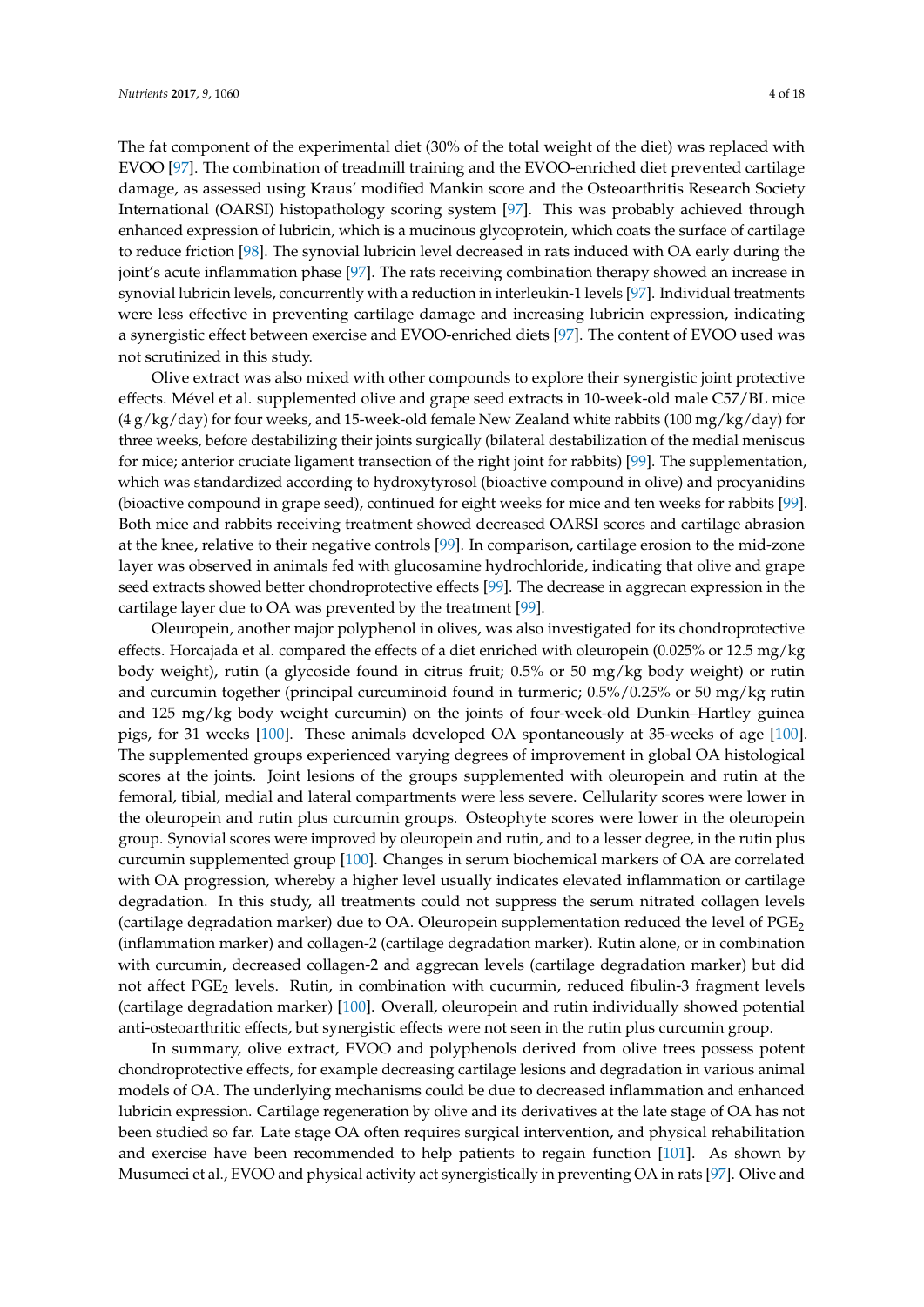The fat component of the experimental diet (30% of the total weight of the diet) was replaced with EVOO [97]. The combination of treadmill training and the EVOO-enriched diet prevented cartilage damage, as assessed using Kraus' modified Mankin score and the Osteoarthritis Research Society International (OARSI) histopathology scoring system [97]. This was probably achieved through enhanced expression of lubricin, which is a mucinous glycoprotein, which coats the surface of cartilage to reduce friction [98]. The synovial lubricin level decreased in rats induced with OA early during the joint's acute inflammation phase [97]. The rats receiving combination therapy showed an increase in synovial lubricin levels, concurrently with a reduction in interleukin-1 levels [97]. Individual treatments were less effective in preventing cartilage damage and increasing lubricin expression, indicating a synergistic effect between exercise and EVOO-enriched diets [97]. The content of EVOO used was not scrutinized in this study.

Olive extract was also mixed with other compounds to explore their synergistic joint protective effects. Mével et al. supplemented olive and grape seed extracts in 10-week-old male C57/BL mice (4 g/kg/day) for four weeks, and 15-week-old female New Zealand white rabbits (100 mg/kg/day) for three weeks, before destabilizing their joints surgically (bilateral destabilization of the medial meniscus for mice; anterior cruciate ligament transection of the right joint for rabbits) [99]. The supplementation, which was standardized according to hydroxytyrosol (bioactive compound in olive) and procyanidins (bioactive compound in grape seed), continued for eight weeks for mice and ten weeks for rabbits [99]. Both mice and rabbits receiving treatment showed decreased OARSI scores and cartilage abrasion at the knee, relative to their negative controls [99]. In comparison, cartilage erosion to the mid-zone layer was observed in animals fed with glucosamine hydrochloride, indicating that olive and grape seed extracts showed better chondroprotective effects [99]. The decrease in aggrecan expression in the cartilage layer due to OA was prevented by the treatment [99].

Oleuropein, another major polyphenol in olives, was also investigated for its chondroprotective effects. Horcajada et al. compared the effects of a diet enriched with oleuropein (0.025% or 12.5 mg/kg body weight), rutin (a glycoside found in citrus fruit; 0.5% or 50 mg/kg body weight) or rutin and curcumin together (principal curcuminoid found in turmeric; 0.5%/0.25% or 50 mg/kg rutin and 125 mg/kg body weight curcumin) on the joints of four-week-old Dunkin–Hartley guinea pigs, for 31 weeks [100]. These animals developed OA spontaneously at 35-weeks of age [100]. The supplemented groups experienced varying degrees of improvement in global OA histological scores at the joints. Joint lesions of the groups supplemented with oleuropein and rutin at the femoral, tibial, medial and lateral compartments were less severe. Cellularity scores were lower in the oleuropein and rutin plus curcumin groups. Osteophyte scores were lower in the oleuropein group. Synovial scores were improved by oleuropein and rutin, and to a lesser degree, in the rutin plus curcumin supplemented group [100]. Changes in serum biochemical markers of OA are correlated with OA progression, whereby a higher level usually indicates elevated inflammation or cartilage degradation. In this study, all treatments could not suppress the serum nitrated collagen levels (cartilage degradation marker) due to OA. Oleuropein supplementation reduced the level of $PGE_2$ (inflammation marker) and collagen-2 (cartilage degradation marker). Rutin alone, or in combination with curcumin, decreased collagen-2 and aggrecan levels (cartilage degradation marker) but did not affect $PGE_2$ levels. Rutin, in combination with cucurmin, reduced fibulin-3 fragment levels (cartilage degradation marker) [100]. Overall, oleuropein and rutin individually showed potential anti-osteoarthritic effects, but synergistic effects were not seen in the rutin plus curcumin group.

In summary, olive extract, EVOO and polyphenols derived from olive trees possess potent chondroprotective effects, for example decreasing cartilage lesions and degradation in various animal models of OA. The underlying mechanisms could be due to decreased inflammation and enhanced lubricin expression. Cartilage regeneration by olive and its derivatives at the late stage of OA has not been studied so far. Late stage OA often requires surgical intervention, and physical rehabilitation and exercise have been recommended to help patients to regain function [101]. As shown by Musumeci et al., EVOO and physical activity act synergistically in preventing OA in rats [97]. Olive and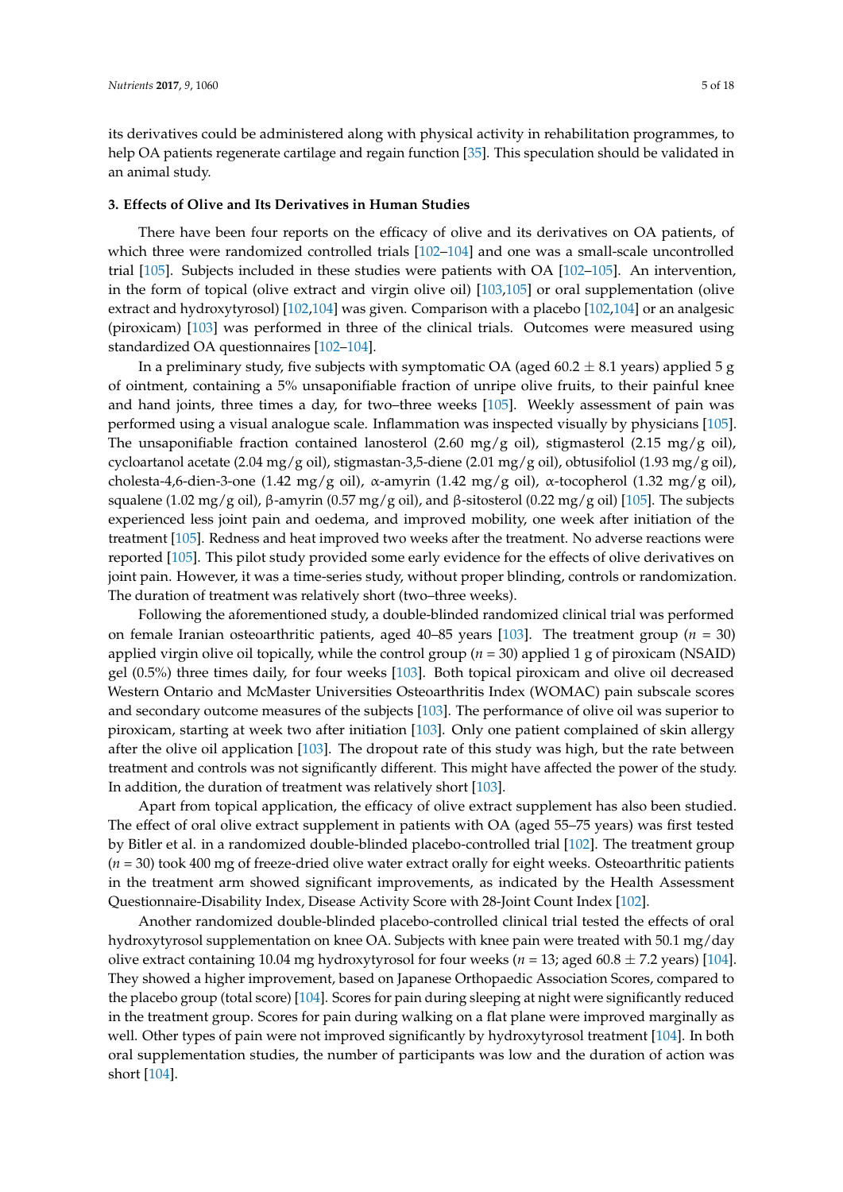its derivatives could be administered along with physical activity in rehabilitation programmes, to help OA patients regenerate cartilage and regain function [35]. This speculation should be validated in an animal study.

## 3. Effects of Olive and Its Derivatives in Human Studies

There have been four reports on the efficacy of olive and its derivatives on OA patients, of which three were randomized controlled trials [102–104] and one was a small-scale uncontrolled trial [105]. Subjects included in these studies were patients with OA [102–105]. An intervention, in the form of topical (olive extract and virgin olive oil) [103,105] or oral supplementation (olive extract and hydroxytyrosol) [102,104] was given. Comparison with a placebo [102,104] or an analgesic (piroxicam) [103] was performed in three of the clinical trials. Outcomes were measured using standardized OA questionnaires [102–104].

In a preliminary study, five subjects with symptomatic OA (aged 60.2 ± 8.1 years) applied 5 g of ointment, containing a 5% unsaponifiable fraction of unripe olive fruits, to their painful knee and hand joints, three times a day, for two–three weeks [105]. Weekly assessment of pain was performed using a visual analogue scale. Inflammation was inspected visually by physicians [105]. The unsaponifiable fraction contained lanosterol (2.60 mg/g oil), stigmasterol (2.15 mg/g oil), cycloartanol acetate (2.04 mg/g oil), stigmastan-3,5-diene (2.01 mg/g oil), obtusifoliol (1.93 mg/g oil), cholesta-4,6-dien-3-one (1.42 mg/g oil), α-amyrin (1.42 mg/g oil), α-tocopherol (1.32 mg/g oil), squalene (1.02 mg/g oil), β-amyrin (0.57 mg/g oil), and β-sitosterol (0.22 mg/g oil) [105]. The subjects experienced less joint pain and oedema, and improved mobility, one week after initiation of the treatment [105]. Redness and heat improved two weeks after the treatment. No adverse reactions were reported [105]. This pilot study provided some early evidence for the effects of olive derivatives on joint pain. However, it was a time-series study, without proper blinding, controls or randomization. The duration of treatment was relatively short (two–three weeks).

Following the aforementioned study, a double-blinded randomized clinical trial was performed on female Iranian osteoarthritic patients, aged 40–85 years [103]. The treatment group ($n$ = 30) applied virgin olive oil topically, while the control group ($n$ = 30) applied 1 g of piroxicam (NSAID) gel (0.5%) three times daily, for four weeks [103]. Both topical piroxicam and olive oil decreased Western Ontario and McMaster Universities Osteoarthritis Index (WOMAC) pain subscale scores and secondary outcome measures of the subjects [103]. The performance of olive oil was superior to piroxicam, starting at week two after initiation [103]. Only one patient complained of skin allergy after the olive oil application [103]. The dropout rate of this study was high, but the rate between treatment and controls was not significantly different. This might have affected the power of the study. In addition, the duration of treatment was relatively short [103].

Apart from topical application, the efficacy of olive extract supplement has also been studied. The effect of oral olive extract supplement in patients with OA (aged 55–75 years) was first tested by Bitler et al. in a randomized double-blinded placebo-controlled trial [102]. The treatment group ($n$ = 30) took 400 mg of freeze-dried olive water extract orally for eight weeks. Osteoarthritic patients in the treatment arm showed significant improvements, as indicated by the Health Assessment Questionnaire-Disability Index, Disease Activity Score with 28-Joint Count Index [102].

Another randomized double-blinded placebo-controlled clinical trial tested the effects of oral hydroxytyrosol supplementation on knee OA. Subjects with knee pain were treated with 50.1 mg/day olive extract containing 10.04 mg hydroxytyrosol for four weeks ($n$ = 13; aged 60.8 ± 7.2 years) [104]. They showed a higher improvement, based on Japanese Orthopaedic Association Scores, compared to the placebo group (total score) [104]. Scores for pain during sleeping at night were significantly reduced in the treatment group. Scores for pain during walking on a flat plane were improved marginally as well. Other types of pain were not improved significantly by hydroxytyrosol treatment [104]. In both oral supplementation studies, the number of participants was low and the duration of action was short [104].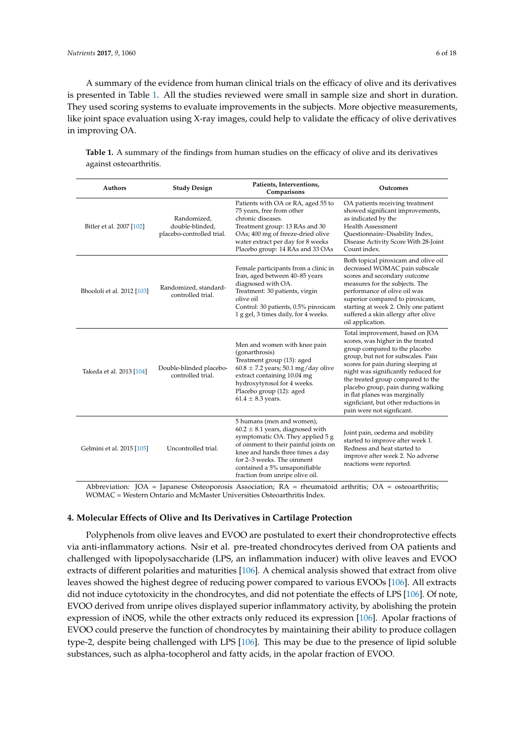A summary of the evidence from human clinical trials on the efficacy of olive and its derivatives is presented in Table 1. All the studies reviewed were small in sample size and short in duration. They used scoring systems to evaluate improvements in the subjects. More objective measurements, like joint space evaluation using X-ray images, could help to validate the efficacy of olive derivatives in improving OA.

**Table 1.** A summary of the findings from human studies on the efficacy of olive and its derivatives against osteoarthritis.

| Authors | Study Design | Patients, Interventions, Comparisons | Outcomes |
|---|---|---|---|
| Bitler et al. 2007 [102] | Randomized, double-blinded, placebo-controlled trial. | Patients with OA or RA, aged 55 to 75 years, free from other chronic diseases. Treatment group: 13 RAs and 30 OAs; 400 mg of freeze-dried olive water extract per day for 8 weeks Placebo group: 14 RAs and 33 OAs | OA patients receiving treatment showed significant improvements, as indicated by the Health Assessment Questionnaire–Disability Index, Disease Activity Score With 28-Joint Count index. |
| Bhoololi et al. 2012 [103] | Randomized, standard-controlled trial. | Female participants from a clinic in Iran, aged between 40–85 years diagnosed with OA. Treatment: 30 patients, virgin olive oil Control: 30 patients, 0.5% piroxicam 1 g gel, 3 times daily, for 4 weeks. | Both topical piroxicam and olive oil decreased WOMAC pain subscale scores and secondary outcome measures for the subjects. The performance of olive oil was superior compared to piroxicam, starting at week 2. Only one patient suffered a skin allergy after olive oil application. |
| Takeda et al. 2013 [104] | Double-blinded placebo-controlled trial. | Men and women with knee pain (gonarthrosis) Treatment group (13): aged $60.8 \pm 7.2$ years; 50.1 mg/day olive extract containing 10.04 mg hydroxytyrosol for 4 weeks. Placebo group (12): aged $61.4 \pm 8.3$ years. | Total improvement, based on JOA scores, was higher in the treated group compared to the placebo group, but not for subscales. Pain scores for pain during sleeping at night was significantly reduced for the treated group compared to the placebo group, pain during walking in flat planes was marginally signficiant, but other reductions in pain were not signficant. |
| Gelmini et al. 2015 [105] | Uncontrolled trial. | 5 humans (men and women), $60.2 \pm 8.1$ years, diagnosed with symptomatic OA. They applied 5 g of ointment to their painful joints on knee and hands three times a day for 2–3 weeks. The ointment contained a 5% unsaponifiable fraction from unripe olive oil. | Joint pain, oedema and mobility started to improve after week 1. Redness and heat started to improve after week 2. No adverse reactions were reported. |

Abbreviation: JOA = Japanese Osteoporosis Association; RA = rheumatoid arthritis; OA = osteoarthritis; WOMAC = Western Ontario and McMaster Universities Osteoarthritis Index.

## 4. Molecular Effects of Olive and Its Derivatives in Cartilage Protection

Polyphenols from olive leaves and EVOO are postulated to exert their chondroprotective effects via anti-inflammatory actions. Nsir et al. pre-treated chondrocytes derived from OA patients and challenged with lipopolysaccharide (LPS, an inflammation inducer) with olive leaves and EVOO extracts of different polarities and maturities [106]. A chemical analysis showed that extract from olive leaves showed the highest degree of reducing power compared to various EVOOs [106]. All extracts did not induce cytotoxicity in the chondrocytes, and did not potentiate the effects of LPS [106]. Of note, EVOO derived from unripe olives displayed superior inflammatory activity, by abolishing the protein expression of iNOS, while the other extracts only reduced its expression [106]. Apolar fractions of EVOO could preserve the function of chondrocytes by maintaining their ability to produce collagen type-2, despite being challenged with LPS [106]. This may be due to the presence of lipid soluble substances, such as alpha-tocopherol and fatty acids, in the apolar fraction of EVOO.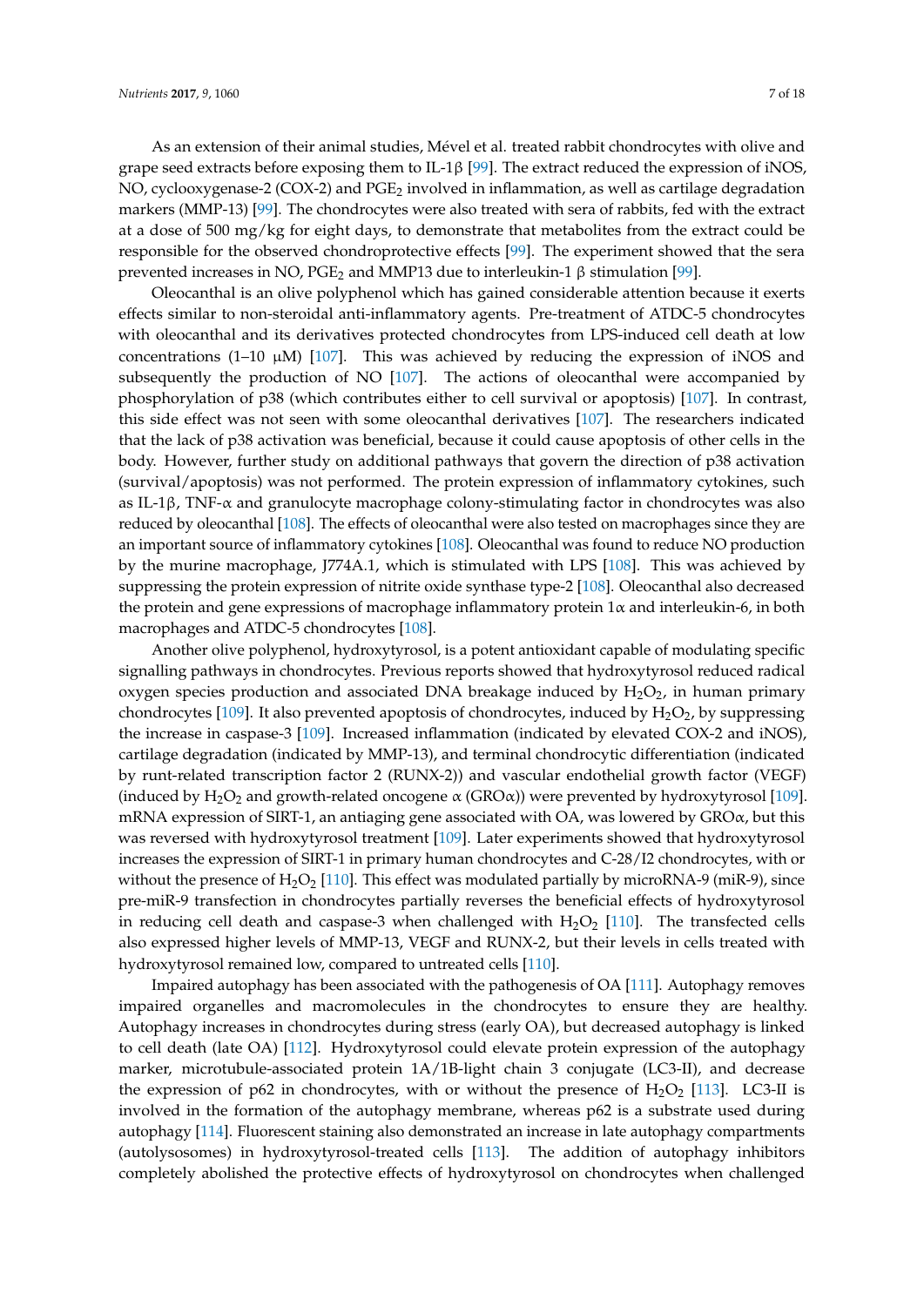As an extension of their animal studies, Mével et al. treated rabbit chondrocytes with olive and grape seed extracts before exposing them to IL-1β [99]. The extract reduced the expression of iNOS, NO, cyclooxygenase-2 (COX-2) and $PGE_2$ involved in inflammation, as well as cartilage degradation markers (MMP-13) [99]. The chondrocytes were also treated with sera of rabbits, fed with the extract at a dose of 500 mg/kg for eight days, to demonstrate that metabolites from the extract could be responsible for the observed chondroprotective effects [99]. The experiment showed that the sera prevented increases in NO, $PGE_2$ and MMP13 due to interleukin-1 β stimulation [99].

Oleocanthal is an olive polyphenol which has gained considerable attention because it exerts effects similar to non-steroidal anti-inflammatory agents. Pre-treatment of ATDC-5 chondrocytes with oleocanthal and its derivatives protected chondrocytes from LPS-induced cell death at low concentrations (1–10 μM) [107]. This was achieved by reducing the expression of iNOS and subsequently the production of NO [107]. The actions of oleocanthal were accompanied by phosphorylation of p38 (which contributes either to cell survival or apoptosis) [107]. In contrast, this side effect was not seen with some oleocanthal derivatives [107]. The researchers indicated that the lack of p38 activation was beneficial, because it could cause apoptosis of other cells in the body. However, further study on additional pathways that govern the direction of p38 activation (survival/apoptosis) was not performed. The protein expression of inflammatory cytokines, such as IL-1β, TNF-α and granulocyte macrophage colony-stimulating factor in chondrocytes was also reduced by oleocanthal [108]. The effects of oleocanthal were also tested on macrophages since they are an important source of inflammatory cytokines [108]. Oleocanthal was found to reduce NO production by the murine macrophage, J774A.1, which is stimulated with LPS [108]. This was achieved by suppressing the protein expression of nitrite oxide synthase type-2 [108]. Oleocanthal also decreased the protein and gene expressions of macrophage inflammatory protein 1α and interleukin-6, in both macrophages and ATDC-5 chondrocytes [108].

Another olive polyphenol, hydroxytyrosol, is a potent antioxidant capable of modulating specific signalling pathways in chondrocytes. Previous reports showed that hydroxytyrosol reduced radical oxygen species production and associated DNA breakage induced by $H_2O_2$, in human primary chondrocytes [109]. It also prevented apoptosis of chondrocytes, induced by $H_2O_2$, by suppressing the increase in caspase-3 [109]. Increased inflammation (indicated by elevated COX-2 and iNOS), cartilage degradation (indicated by MMP-13), and terminal chondrocytic differentiation (indicated by runt-related transcription factor 2 (RUNX-2)) and vascular endothelial growth factor (VEGF) (induced by $H_2O_2$ and growth-related oncogene α (GROα)) were prevented by hydroxytyrosol [109]. mRNA expression of SIRT-1, an antiaging gene associated with OA, was lowered by GROα, but this was reversed with hydroxytyrosol treatment [109]. Later experiments showed that hydroxytyrosol increases the expression of SIRT-1 in primary human chondrocytes and C-28/I2 chondrocytes, with or without the presence of $H_2O_2$ [110]. This effect was modulated partially by microRNA-9 (miR-9), since pre-miR-9 transfection in chondrocytes partially reverses the beneficial effects of hydroxytyrosol in reducing cell death and caspase-3 when challenged with $H_2O_2$ [110]. The transfected cells also expressed higher levels of MMP-13, VEGF and RUNX-2, but their levels in cells treated with hydroxytyrosol remained low, compared to untreated cells [110].

Impaired autophagy has been associated with the pathogenesis of OA [111]. Autophagy removes impaired organelles and macromolecules in the chondrocytes to ensure they are healthy. Autophagy increases in chondrocytes during stress (early OA), but decreased autophagy is linked to cell death (late OA) [112]. Hydroxytyrosol could elevate protein expression of the autophagy marker, microtubule-associated protein 1A/1B-light chain 3 conjugate (LC3-II), and decrease the expression of p62 in chondrocytes, with or without the presence of $H_2O_2$ [113]. LC3-II is involved in the formation of the autophagy membrane, whereas p62 is a substrate used during autophagy [114]. Fluorescent staining also demonstrated an increase in late autophagy compartments (autolysosomes) in hydroxytyrosol-treated cells [113]. The addition of autophagy inhibitors completely abolished the protective effects of hydroxytyrosol on chondrocytes when challenged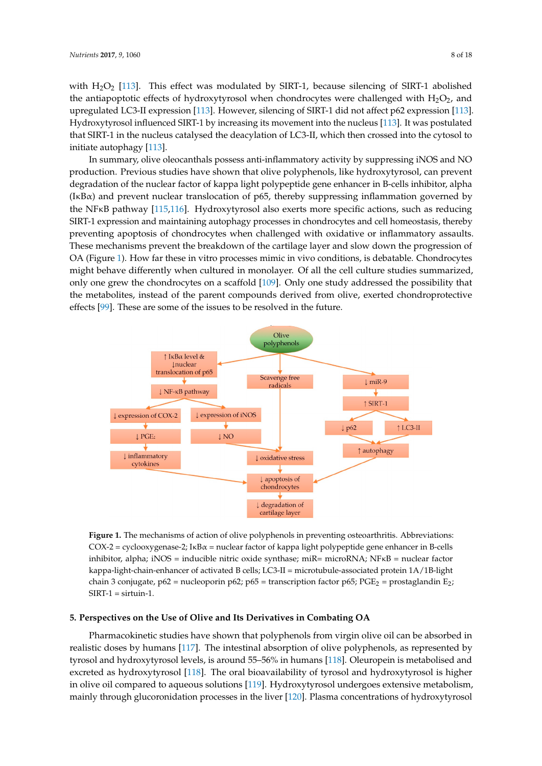with $H_2O_2$ [113]. This effect was modulated by SIRT-1, because silencing of SIRT-1 abolished the antiapoptotic effects of hydroxytyrosol when chondrocytes were challenged with $H_2O_2$, and upregulated LC3-II expression [113]. However, silencing of SIRT-1 did not affect p62 expression [113]. Hydroxytyrosol influenced SIRT-1 by increasing its movement into the nucleus [113]. It was postulated that SIRT-1 in the nucleus catalysed the deacylation of LC3-II, which then crossed into the cytosol to initiate autophagy [113].

In summary, olive oleocanthals possess anti-inflammatory activity by suppressing iNOS and NO production. Previous studies have shown that olive polyphenols, like hydroxytyrosol, can prevent degradation of the nuclear factor of kappa light polypeptide gene enhancer in B-cells inhibitor, alpha (IκBα) and prevent nuclear translocation of p65, thereby suppressing inflammation governed by the NFκB pathway [115,116]. Hydroxytyrosol also exerts more specific actions, such as reducing SIRT-1 expression and maintaining autophagy processes in chondrocytes and cell homeostasis, thereby preventing apoptosis of chondrocytes when challenged with oxidative or inflammatory assaults. These mechanisms prevent the breakdown of the cartilage layer and slow down the progression of OA (Figure 1). How far these in vitro processes mimic in vivo conditions, is debatable. Chondrocytes might behave differently when cultured in monolayer. Of all the cell culture studies summarized, only one grew the chondrocytes on a scaffold [109]. Only one study addressed the possibility that the metabolites, instead of the parent compounds derived from olive, exerted chondroprotective effects [99]. These are some of the issues to be resolved in the future.

**Figure 1.** The mechanisms of action of olive polyphenols in preventing osteoarthritis. Abbreviations: COX-2 = cyclooxygenase-2; IκBα = nuclear factor of kappa light polypeptide gene enhancer in B-cells inhibitor, alpha; iNOS = inducible nitric oxide synthase; miR= microRNA; NFκB = nuclear factor kappa-light-chain-enhancer of activated B cells; LC3-II = microtubule-associated protein 1A/1B-light chain 3 conjugate, p62 = nucleoporin p62; p65 = transcription factor p65; $PGE_2$ = prostaglandin $E_2$; SIRT-1 = sirtuin-1.

## 5. Perspectives on the Use of Olive and Its Derivatives in Combating OA

Pharmacokinetic studies have shown that polyphenols from virgin olive oil can be absorbed in realistic doses by humans [117]. The intestinal absorption of olive polyphenols, as represented by tyrosol and hydroxytyrosol levels, is around 55–56% in humans [118]. Oleuropein is metabolised and excreted as hydroxytyrosol [118]. The oral bioavailability of tyrosol and hydroxytyrosol is higher in olive oil compared to aqueous solutions [119]. Hydroxytyrosol undergoes extensive metabolism, mainly through glucoronidation processes in the liver [120]. Plasma concentrations of hydroxytyrosol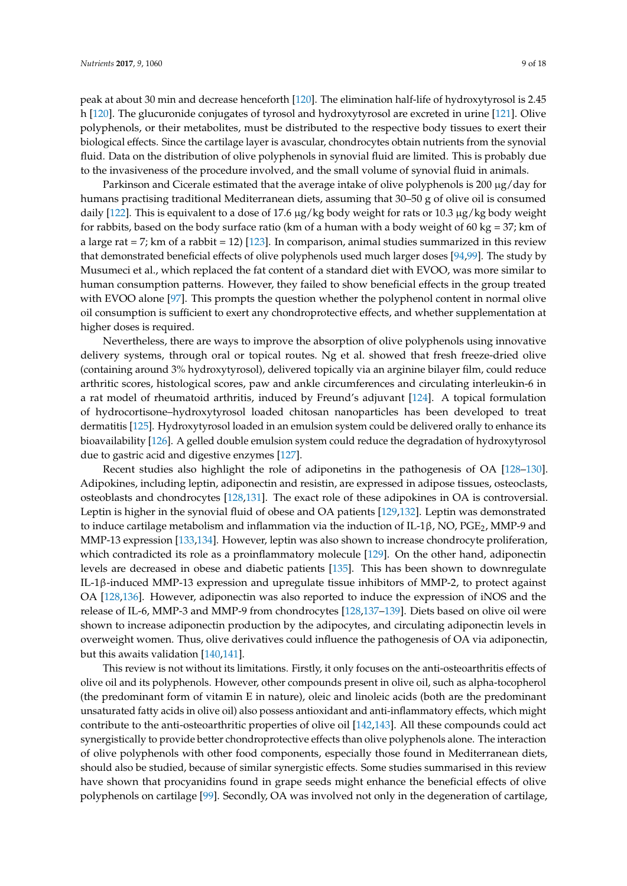peak at about 30 min and decrease henceforth [120]. The elimination half-life of hydroxytyrosol is 2.45 h [120]. The glucuronide conjugates of tyrosol and hydroxytyrosol are excreted in urine [121]. Olive polyphenols, or their metabolites, must be distributed to the respective body tissues to exert their biological effects. Since the cartilage layer is avascular, chondrocytes obtain nutrients from the synovial fluid. Data on the distribution of olive polyphenols in synovial fluid are limited. This is probably due to the invasiveness of the procedure involved, and the small volume of synovial fluid in animals.

Parkinson and Cicerale estimated that the average intake of olive polyphenols is 200 μg/day for humans practising traditional Mediterranean diets, assuming that 30–50 g of olive oil is consumed daily [122]. This is equivalent to a dose of 17.6 μg/kg body weight for rats or 10.3 μg/kg body weight for rabbits, based on the body surface ratio (km of a human with a body weight of 60 kg = 37; km of a large rat = 7; km of a rabbit = 12) [123]. In comparison, animal studies summarized in this review that demonstrated beneficial effects of olive polyphenols used much larger doses [94,99]. The study by Musumeci et al., which replaced the fat content of a standard diet with EVOO, was more similar to human consumption patterns. However, they failed to show beneficial effects in the group treated with EVOO alone [97]. This prompts the question whether the polyphenol content in normal olive oil consumption is sufficient to exert any chondroprotective effects, and whether supplementation at higher doses is required.

Nevertheless, there are ways to improve the absorption of olive polyphenols using innovative delivery systems, through oral or topical routes. Ng et al. showed that fresh freeze-dried olive (containing around 3% hydroxytyrosol), delivered topically via an arginine bilayer film, could reduce arthritic scores, histological scores, paw and ankle circumferences and circulating interleukin-6 in a rat model of rheumatoid arthritis, induced by Freund's adjuvant [124]. A topical formulation of hydrocortisone–hydroxytyrosol loaded chitosan nanoparticles has been developed to treat dermatitis [125]. Hydroxytyrosol loaded in an emulsion system could be delivered orally to enhance its bioavailability [126]. A gelled double emulsion system could reduce the degradation of hydroxytyrosol due to gastric acid and digestive enzymes [127].

Recent studies also highlight the role of adiponetins in the pathogenesis of OA [128–130]. Adipokines, including leptin, adiponectin and resistin, are expressed in adipose tissues, osteoclasts, osteoblasts and chondrocytes [128,131]. The exact role of these adipokines in OA is controversial. Leptin is higher in the synovial fluid of obese and OA patients [129,132]. Leptin was demonstrated to induce cartilage metabolism and inflammation via the induction of IL-1β, NO, $PGE_2$, MMP-9 and MMP-13 expression [133,134]. However, leptin was also shown to increase chondrocyte proliferation, which contradicted its role as a proinflammatory molecule [129]. On the other hand, adiponectin levels are decreased in obese and diabetic patients [135]. This has been shown to downregulate IL-1β-induced MMP-13 expression and upregulate tissue inhibitors of MMP-2, to protect against OA [128,136]. However, adiponectin was also reported to induce the expression of iNOS and the release of IL-6, MMP-3 and MMP-9 from chondrocytes [128,137–139]. Diets based on olive oil were shown to increase adiponectin production by the adipocytes, and circulating adiponectin levels in overweight women. Thus, olive derivatives could influence the pathogenesis of OA via adiponectin, but this awaits validation [140,141].

This review is not without its limitations. Firstly, it only focuses on the anti-osteoarthritis effects of olive oil and its polyphenols. However, other compounds present in olive oil, such as alpha-tocopherol (the predominant form of vitamin E in nature), oleic and linoleic acids (both are the predominant unsaturated fatty acids in olive oil) also possess antioxidant and anti-inflammatory effects, which might contribute to the anti-osteoarthritic properties of olive oil [142,143]. All these compounds could act synergistically to provide better chondroprotective effects than olive polyphenols alone. The interaction of olive polyphenols with other food components, especially those found in Mediterranean diets, should also be studied, because of similar synergistic effects. Some studies summarised in this review have shown that procyanidins found in grape seeds might enhance the beneficial effects of olive polyphenols on cartilage [99]. Secondly, OA was involved not only in the degeneration of cartilage,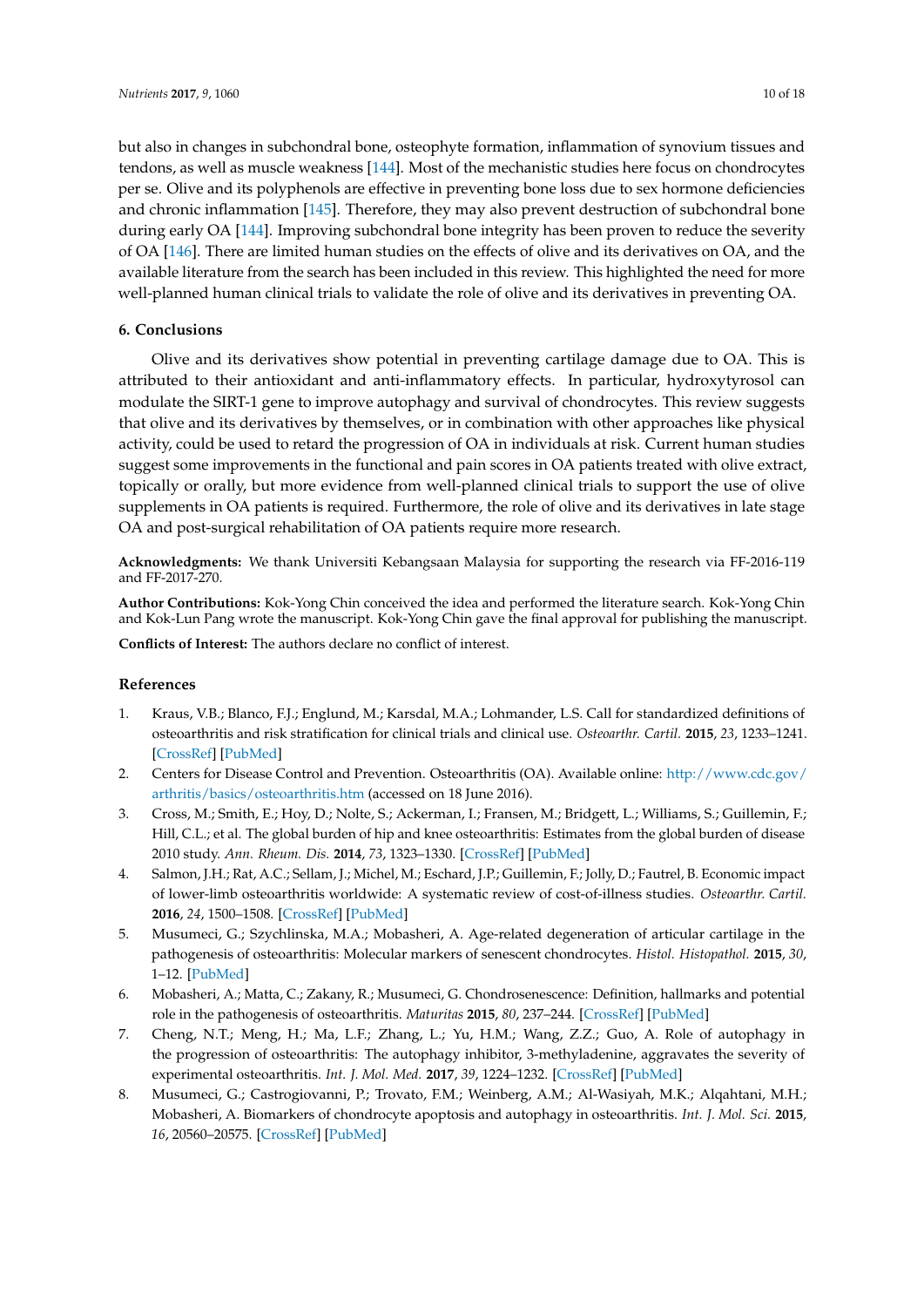but also in changes in subchondral bone, osteophyte formation, inflammation of synovium tissues and tendons, as well as muscle weakness [144]. Most of the mechanistic studies here focus on chondrocytes per se. Olive and its polyphenols are effective in preventing bone loss due to sex hormone deficiencies and chronic inflammation [145]. Therefore, they may also prevent destruction of subchondral bone during early OA [144]. Improving subchondral bone integrity has been proven to reduce the severity of OA [146]. There are limited human studies on the effects of olive and its derivatives on OA, and the available literature from the search has been included in this review. This highlighted the need for more well-planned human clinical trials to validate the role of olive and its derivatives in preventing OA.

## 6. Conclusions

Olive and its derivatives show potential in preventing cartilage damage due to OA. This is attributed to their antioxidant and anti-inflammatory effects. In particular, hydroxytyrosol can modulate the SIRT-1 gene to improve autophagy and survival of chondrocytes. This review suggests that olive and its derivatives by themselves, or in combination with other approaches like physical activity, could be used to retard the progression of OA in individuals at risk. Current human studies suggest some improvements in the functional and pain scores in OA patients treated with olive extract, topically or orally, but more evidence from well-planned clinical trials to support the use of olive supplements in OA patients is required. Furthermore, the role of olive and its derivatives in late stage OA and post-surgical rehabilitation of OA patients require more research.

**Acknowledgments:** We thank Universiti Kebangsaan Malaysia for supporting the research via FF-2016-119 and FF-2017-270.

**Author Contributions:** Kok-Yong Chin conceived the idea and performed the literature search. Kok-Yong Chin and Kok-Lun Pang wrote the manuscript. Kok-Yong Chin gave the final approval for publishing the manuscript.

**Conflicts of Interest:** The authors declare no conflict of interest.

## References

1. Kraus, V.B.; Blanco, F.J.; Englund, M.; Karsdal, M.A.; Lohmander, L.S. Call for standardized definitions of osteoarthritis and risk stratification for clinical trials and clinical use. *Osteoarthr. Cartil.* **2015**, *23*, 1233–1241. [CrossRef] [PubMed]
2. Centers for Disease Control and Prevention. Osteoarthritis (OA). Available online: http://www.cdc.gov/arthritis/basics/osteoarthritis.htm (accessed on 18 June 2016).
3. Cross, M.; Smith, E.; Hoy, D.; Nolte, S.; Ackerman, I.; Fransen, M.; Bridgett, L.; Williams, S.; Guillemin, F.; Hill, C.L.; et al. The global burden of hip and knee osteoarthritis: Estimates from the global burden of disease 2010 study. *Ann. Rheum. Dis.* **2014**, *73*, 1323–1330. [CrossRef] [PubMed]
4. Salmon, J.H.; Rat, A.C.; Sellam, J.; Michel, M.; Eschard, J.P.; Guillemin, F.; Jolly, D.; Fautrel, B. Economic impact of lower-limb osteoarthritis worldwide: A systematic review of cost-of-illness studies. *Osteoarthr. Cartil.* **2016**, *24*, 1500–1508. [CrossRef] [PubMed]
5. Musumeci, G.; Szychlinska, M.A.; Mobasheri, A. Age-related degeneration of articular cartilage in the pathogenesis of osteoarthritis: Molecular markers of senescent chondrocytes. *Histol. Histopathol.* **2015**, *30*, 1–12. [PubMed]
6. Mobasheri, A.; Matta, C.; Zakany, R.; Musumeci, G. Chondrosenescence: Definition, hallmarks and potential role in the pathogenesis of osteoarthritis. *Maturitas* **2015**, *80*, 237–244. [CrossRef] [PubMed]
7. Cheng, N.T.; Meng, H.; Ma, L.F.; Zhang, L.; Yu, H.M.; Wang, Z.Z.; Guo, A. Role of autophagy in the progression of osteoarthritis: The autophagy inhibitor, 3-methyladenine, aggravates the severity of experimental osteoarthritis. *Int. J. Mol. Med.* **2017**, *39*, 1224–1232. [CrossRef] [PubMed]
8. Musumeci, G.; Castrogiovanni, P.; Trovato, F.M.; Weinberg, A.M.; Al-Wasiyah, M.K.; Alqahtani, M.H.; Mobasheri, A. Biomarkers of chondrocyte apoptosis and autophagy in osteoarthritis. *Int. J. Mol. Sci.* **2015**, *16*, 20560–20575. [CrossRef] [PubMed]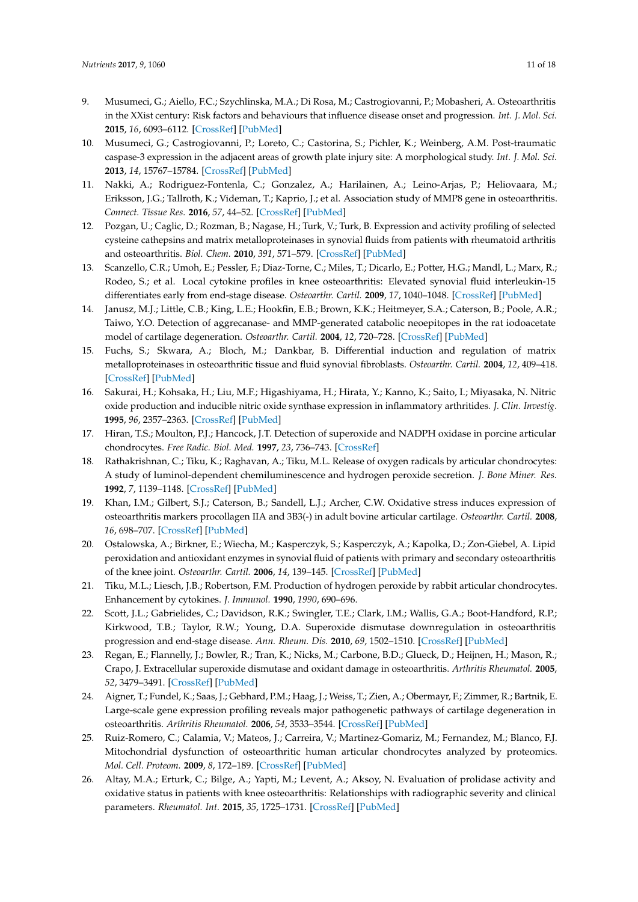9. Musumeci, G.; Aiello, F.C.; Szychlinska, M.A.; Di Rosa, M.; Castrogiovanni, P.; Mobasheri, A. Osteoarthritis in the XXIst century: Risk factors and behaviours that influence disease onset and progression. *Int. J. Mol. Sci.* **2015**, *16*, 6093–6112. [CrossRef] [PubMed]
10. Musumeci, G.; Castrogiovanni, P.; Loreto, C.; Castorina, S.; Pichler, K.; Weinberg, A.M. Post-traumatic caspase-3 expression in the adjacent areas of growth plate injury site: A morphological study. *Int. J. Mol. Sci.* **2013**, *14*, 15767–15784. [CrossRef] [PubMed]
11. Nakki, A.; Rodriguez-Fontenla, C.; Gonzalez, A.; Harilainen, A.; Leino-Arjas, P.; Heliovaara, M.; Eriksson, J.G.; Tallroth, K.; Videman, T.; Kaprio, J.; et al. Association study of MMP8 gene in osteoarthritis. *Connect. Tissue Res.* **2016**, *57*, 44–52. [CrossRef] [PubMed]
12. Pozgan, U.; Caglic, D.; Rozman, B.; Nagase, H.; Turk, V.; Turk, B. Expression and activity profiling of selected cysteine cathepsins and matrix metalloproteinases in synovial fluids from patients with rheumatoid arthritis and osteoarthritis. *Biol. Chem.* **2010**, *391*, 571–579. [CrossRef] [PubMed]
13. Scanzello, C.R.; Umoh, E.; Pessler, F.; Diaz-Torne, C.; Miles, T.; Dicarlo, E.; Potter, H.G.; Mandl, L.; Marx, R.; Rodeo, S.; et al. Local cytokine profiles in knee osteoarthritis: Elevated synovial fluid interleukin-15 differentiates early from end-stage disease. *Osteoarthr. Cartil.* **2009**, *17*, 1040–1048. [CrossRef] [PubMed]
14. Janusz, M.J.; Little, C.B.; King, L.E.; Hookfin, E.B.; Brown, K.K.; Heitmeyer, S.A.; Caterson, B.; Poole, A.R.; Taiwo, Y.O. Detection of aggrecanase- and MMP-generated catabolic neoepitopes in the rat iodoacetate model of cartilage degeneration. *Osteoarthr. Cartil.* **2004**, *12*, 720–728. [CrossRef] [PubMed]
15. Fuchs, S.; Skwara, A.; Bloch, M.; Dankbar, B. Differential induction and regulation of matrix metalloproteinases in osteoarthritic tissue and fluid synovial fibroblasts. *Osteoarthr. Cartil.* **2004**, *12*, 409–418. [CrossRef] [PubMed]
16. Sakurai, H.; Kohsaka, H.; Liu, M.F.; Higashiyama, H.; Hirata, Y.; Kanno, K.; Saito, I.; Miyasaka, N. Nitric oxide production and inducible nitric oxide synthase expression in inflammatory arthritides. *J. Clin. Investig.* **1995**, *96*, 2357–2363. [CrossRef] [PubMed]
17. Hiran, T.S.; Moulton, P.J.; Hancock, J.T. Detection of superoxide and NADPH oxidase in porcine articular chondrocytes. *Free Radic. Biol. Med.* **1997**, *23*, 736–743. [CrossRef]
18. Rathakrishnan, C.; Tiku, K.; Raghavan, A.; Tiku, M.L. Release of oxygen radicals by articular chondrocytes: A study of luminol-dependent chemiluminescence and hydrogen peroxide secretion. *J. Bone Miner. Res.* **1992**, *7*, 1139–1148. [CrossRef] [PubMed]
19. Khan, I.M.; Gilbert, S.J.; Caterson, B.; Sandell, L.J.; Archer, C.W. Oxidative stress induces expression of osteoarthritis markers procollagen IIA and 3B3(-) in adult bovine articular cartilage. *Osteoarthr. Cartil.* **2008**, *16*, 698–707. [CrossRef] [PubMed]
20. Ostalowska, A.; Birkner, E.; Wiecha, M.; Kasperczyk, S.; Kasperczyk, A.; Kapolka, D.; Zon-Giebel, A. Lipid peroxidation and antioxidant enzymes in synovial fluid of patients with primary and secondary osteoarthritis of the knee joint. *Osteoarthr. Cartil.* **2006**, *14*, 139–145. [CrossRef] [PubMed]
21. Tiku, M.L.; Liesch, J.B.; Robertson, F.M. Production of hydrogen peroxide by rabbit articular chondrocytes. Enhancement by cytokines. *J. Immunol.* **1990**, *1990*, 690–696.
22. Scott, J.L.; Gabrielides, C.; Davidson, R.K.; Swingler, T.E.; Clark, I.M.; Wallis, G.A.; Boot-Handford, R.P.; Kirkwood, T.B.; Taylor, R.W.; Young, D.A. Superoxide dismutase downregulation in osteoarthritis progression and end-stage disease. *Ann. Rheum. Dis.* **2010**, *69*, 1502–1510. [CrossRef] [PubMed]
23. Regan, E.; Flannelly, J.; Bowler, R.; Tran, K.; Nicks, M.; Carbone, B.D.; Glueck, D.; Heijnen, H.; Mason, R.; Crapo, J. Extracellular superoxide dismutase and oxidant damage in osteoarthritis. *Arthritis Rheumatol.* **2005**, *52*, 3479–3491. [CrossRef] [PubMed]
24. Aigner, T.; Fundel, K.; Saas, J.; Gebhard, P.M.; Haag, J.; Weiss, T.; Zien, A.; Obermayr, F.; Zimmer, R.; Bartnik, E. Large-scale gene expression profiling reveals major pathogenetic pathways of cartilage degeneration in osteoarthritis. *Arthritis Rheumatol.* **2006**, *54*, 3533–3544. [CrossRef] [PubMed]
25. Ruiz-Romero, C.; Calamia, V.; Mateos, J.; Carreira, V.; Martinez-Gomariz, M.; Fernandez, M.; Blanco, F.J. Mitochondrial dysfunction of osteoarthritic human articular chondrocytes analyzed by proteomics. *Mol. Cell. Proteom.* **2009**, *8*, 172–189. [CrossRef] [PubMed]
26. Altay, M.A.; Erturk, C.; Bilge, A.; Yapti, M.; Levent, A.; Aksoy, N. Evaluation of prolidase activity and oxidative status in patients with knee osteoarthritis: Relationships with radiographic severity and clinical parameters. *Rheumatol. Int.* **2015**, *35*, 1725–1731. [CrossRef] [PubMed]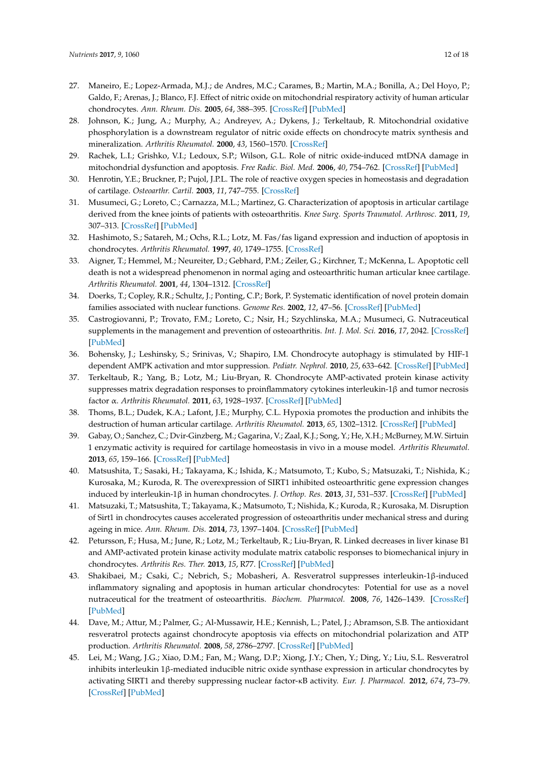27. Maneiro, E.; Lopez-Armada, M.J.; de Andres, M.C.; Carames, B.; Martin, M.A.; Bonilla, A.; Del Hoyo, P.; Galdo, F.; Arenas, J.; Blanco, F.J. Effect of nitric oxide on mitochondrial respiratory activity of human articular chondrocytes. *Ann. Rheum. Dis.* **2005**, *64*, 388–395. [CrossRef] [PubMed]
28. Johnson, K.; Jung, A.; Murphy, A.; Andreyev, A.; Dykens, J.; Terkeltaub, R. Mitochondrial oxidative phosphorylation is a downstream regulator of nitric oxide effects on chondrocyte matrix synthesis and mineralization. *Arthritis Rheumatol.* **2000**, *43*, 1560–1570. [CrossRef]
29. Rachek, L.I.; Grishko, V.I.; Ledoux, S.P.; Wilson, G.L. Role of nitric oxide-induced mtDNA damage in mitochondrial dysfunction and apoptosis. *Free Radic. Biol. Med.* **2006**, *40*, 754–762. [CrossRef] [PubMed]
30. Henrotin, Y.E.; Bruckner, P.; Pujol, J.P.L. The role of reactive oxygen species in homeostasis and degradation of cartilage. *Osteoarthr. Cartil.* **2003**, *11*, 747–755. [CrossRef]
31. Musumeci, G.; Loreto, C.; Carnazza, M.L.; Martinez, G. Characterization of apoptosis in articular cartilage derived from the knee joints of patients with osteoarthritis. *Knee Surg. Sports Traumatol. Arthrosc.* **2011**, *19*, 307–313. [CrossRef] [PubMed]
32. Hashimoto, S.; Satareh, M.; Ochs, R.L.; Lotz, M. Fas/fas ligand expression and induction of apoptosis in chondrocytes. *Arthritis Rheumatol.* **1997**, *40*, 1749–1755. [CrossRef]
33. Aigner, T.; Hemmel, M.; Neureiter, D.; Gebhard, P.M.; Zeiler, G.; Kirchner, T.; McKenna, L. Apoptotic cell death is not a widespread phenomenon in normal aging and osteoarthritic human articular knee cartilage. *Arthritis Rheumatol.* **2001**, *44*, 1304–1312. [CrossRef]
34. Doerks, T.; Copley, R.R.; Schultz, J.; Ponting, C.P.; Bork, P. Systematic identification of novel protein domain families associated with nuclear functions. *Genome Res.* **2002**, *12*, 47–56. [CrossRef] [PubMed]
35. Castrogiovanni, P.; Trovato, F.M.; Loreto, C.; Nsir, H.; Szychlinska, M.A.; Musumeci, G. Nutraceutical supplements in the management and prevention of osteoarthritis. *Int. J. Mol. Sci.* **2016**, *17*, 2042. [CrossRef] [PubMed]
36. Bohensky, J.; Leshinsky, S.; Srinivas, V.; Shapiro, I.M. Chondrocyte autophagy is stimulated by HIF-1 dependent AMPK activation and mtor suppression. *Pediatr. Nephrol.* **2010**, *25*, 633–642. [CrossRef] [PubMed]
37. Terkeltaub, R.; Yang, B.; Lotz, M.; Liu-Bryan, R. Chondrocyte AMP-activated protein kinase activity suppresses matrix degradation responses to proinflammatory cytokines interleukin-1β and tumor necrosis factor α. *Arthritis Rheumatol.* **2011**, *63*, 1928–1937. [CrossRef] [PubMed]
38. Thoms, B.L.; Dudek, K.A.; Lafont, J.E.; Murphy, C.L. Hypoxia promotes the production and inhibits the destruction of human articular cartilage. *Arthritis Rheumatol.* **2013**, *65*, 1302–1312. [CrossRef] [PubMed]
39. Gabay, O.; Sanchez, C.; Dvir-Ginzberg, M.; Gagarina, V.; Zaal, K.J.; Song, Y.; He, X.H.; McBurney, M.W. Sirtuin 1 enzymatic activity is required for cartilage homeostasis in vivo in a mouse model. *Arthritis Rheumatol.* **2013**, *65*, 159–166. [CrossRef] [PubMed]
40. Matsushita, T.; Sasaki, H.; Takayama, K.; Ishida, K.; Matsumoto, T.; Kubo, S.; Matsuzaki, T.; Nishida, K.; Kurosaka, M.; Kuroda, R. The overexpression of SIRT1 inhibited osteoarthritic gene expression changes induced by interleukin-1β in human chondrocytes. *J. Orthop. Res.* **2013**, *31*, 531–537. [CrossRef] [PubMed]
41. Matsuzaki, T.; Matsushita, T.; Takayama, K.; Matsumoto, T.; Nishida, K.; Kuroda, R.; Kurosaka, M. Disruption of Sirt1 in chondrocytes causes accelerated progression of osteoarthritis under mechanical stress and during ageing in mice. *Ann. Rheum. Dis.* **2014**, *73*, 1397–1404. [CrossRef] [PubMed]
42. Petursson, F.; Husa, M.; June, R.; Lotz, M.; Terkeltaub, R.; Liu-Bryan, R. Linked decreases in liver kinase B1 and AMP-activated protein kinase activity modulate matrix catabolic responses to biomechanical injury in chondrocytes. *Arthritis Res. Ther.* **2013**, *15*, R77. [CrossRef] [PubMed]
43. Shakibaei, M.; Csaki, C.; Nebrich, S.; Mobasheri, A. Resveratrol suppresses interleukin-1β-induced inflammatory signaling and apoptosis in human articular chondrocytes: Potential for use as a novel nutraceutical for the treatment of osteoarthritis. *Biochem. Pharmacol.* **2008**, *76*, 1426–1439. [CrossRef] [PubMed]
44. Dave, M.; Attur, M.; Palmer, G.; Al-Mussawir, H.E.; Kennish, L.; Patel, J.; Abramson, S.B. The antioxidant resveratrol protects against chondrocyte apoptosis via effects on mitochondrial polarization and ATP production. *Arthritis Rheumatol.* **2008**, *58*, 2786–2797. [CrossRef] [PubMed]
45. Lei, M.; Wang, J.G.; Xiao, D.M.; Fan, M.; Wang, D.P.; Xiong, J.Y.; Chen, Y.; Ding, Y.; Liu, S.L. Resveratrol inhibits interleukin 1β-mediated inducible nitric oxide synthase expression in articular chondrocytes by activating SIRT1 and thereby suppressing nuclear factor-κB activity. *Eur. J. Pharmacol.* **2012**, *674*, 73–79. [CrossRef] [PubMed]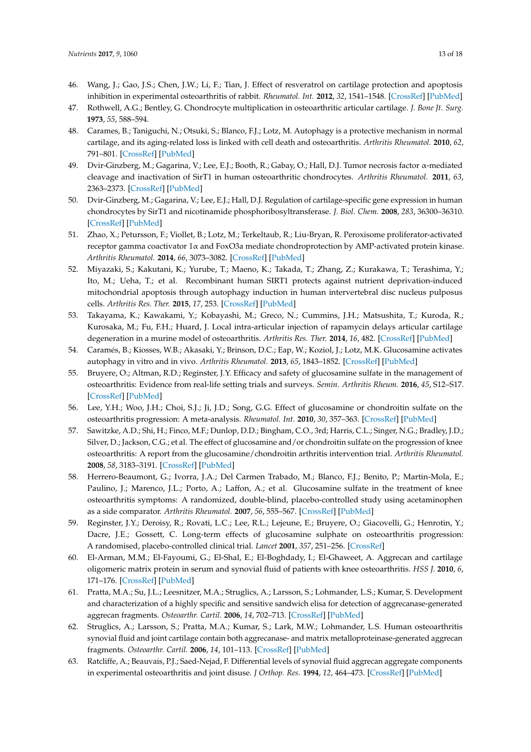46. Wang, J.; Gao, J.S.; Chen, J.W.; Li, F.; Tian, J. Effect of resveratrol on cartilage protection and apoptosis inhibition in experimental osteoarthritis of rabbit. *Rheumatol. Int.* **2012**, *32*, 1541–1548. [CrossRef] [PubMed]
47. Rothwell, A.G.; Bentley, G. Chondrocyte multiplication in osteoarthritic articular cartilage. *J. Bone Jt. Surg.* **1973**, *55*, 588–594.
48. Carames, B.; Taniguchi, N.; Otsuki, S.; Blanco, F.J.; Lotz, M. Autophagy is a protective mechanism in normal cartilage, and its aging-related loss is linked with cell death and osteoarthritis. *Arthritis Rheumatol.* **2010**, *62*, 791–801. [CrossRef] [PubMed]
49. Dvir-Ginzberg, M.; Gagarina, V.; Lee, E.J.; Booth, R.; Gabay, O.; Hall, D.J. Tumor necrosis factor α-mediated cleavage and inactivation of SirT1 in human osteoarthritic chondrocytes. *Arthritis Rheumatol.* **2011**, *63*, 2363–2373. [CrossRef] [PubMed]
50. Dvir-Ginzberg, M.; Gagarina, V.; Lee, E.J.; Hall, D.J. Regulation of cartilage-specific gene expression in human chondrocytes by SirT1 and nicotinamide phosphoribosyltransferase. *J. Biol. Chem.* **2008**, *283*, 36300–36310. [CrossRef] [PubMed]
51. Zhao, X.; Petursson, F.; Viollet, B.; Lotz, M.; Terkeltaub, R.; Liu-Bryan, R. Peroxisome proliferator-activated receptor gamma coactivator 1α and FoxO3a mediate chondroprotection by AMP-activated protein kinase. *Arthritis Rheumatol.* **2014**, *66*, 3073–3082. [CrossRef] [PubMed]
52. Miyazaki, S.; Kakutani, K.; Yurube, T.; Maeno, K.; Takada, T.; Zhang, Z.; Kurakawa, T.; Terashima, Y.; Ito, M.; Ueha, T.; et al. Recombinant human SIRT1 protects against nutrient deprivation-induced mitochondrial apoptosis through autophagy induction in human intervertebral disc nucleus pulposus cells. *Arthritis Res. Ther.* **2015**, *17*, 253. [CrossRef] [PubMed]
53. Takayama, K.; Kawakami, Y.; Kobayashi, M.; Greco, N.; Cummins, J.H.; Matsushita, T.; Kuroda, R.; Kurosaka, M.; Fu, F.H.; Huard, J. Local intra-articular injection of rapamycin delays articular cartilage degeneration in a murine model of osteoarthritis. *Arthritis Res. Ther.* **2014**, *16*, 482. [CrossRef] [PubMed]
54. Caramés, B.; Kiosses, W.B.; Akasaki, Y.; Brinson, D.C.; Eap, W.; Koziol, J.; Lotz, M.K. Glucosamine activates autophagy in vitro and in vivo. *Arthritis Rheumatol.* **2013**, *65*, 1843–1852. [CrossRef] [PubMed]
55. Bruyere, O.; Altman, R.D.; Reginster, J.Y. Efficacy and safety of glucosamine sulfate in the management of osteoarthritis: Evidence from real-life setting trials and surveys. *Semin. Arthritis Rheum.* **2016**, *45*, S12–S17. [CrossRef] [PubMed]
56. Lee, Y.H.; Woo, J.H.; Choi, S.J.; Ji, J.D.; Song, G.G. Effect of glucosamine or chondroitin sulfate on the osteoarthritis progression: A meta-analysis. *Rheumatol. Int.* **2010**, *30*, 357–363. [CrossRef] [PubMed]
57. Sawitzke, A.D.; Shi, H.; Finco, M.F.; Dunlop, D.D.; Bingham, C.O., 3rd; Harris, C.L.; Singer, N.G.; Bradley, J.D.; Silver, D.; Jackson, C.G.; et al. The effect of glucosamine and/or chondroitin sulfate on the progression of knee osteoarthritis: A report from the glucosamine/chondroitin arthritis intervention trial. *Arthritis Rheumatol.* **2008**, *58*, 3183–3191. [CrossRef] [PubMed]
58. Herrero-Beaumont, G.; Ivorra, J.A.; Del Carmen Trabado, M.; Blanco, F.J.; Benito, P.; Martin-Mola, E.; Paulino, J.; Marenco, J.L.; Porto, A.; Laffon, A.; et al. Glucosamine sulfate in the treatment of knee osteoarthritis symptoms: A randomized, double-blind, placebo-controlled study using acetaminophen as a side comparator. *Arthritis Rheumatol.* **2007**, *56*, 555–567. [CrossRef] [PubMed]
59. Reginster, J.Y.; Deroisy, R.; Rovati, L.C.; Lee, R.L.; Lejeune, E.; Bruyere, O.; Giacovelli, G.; Henrotin, Y.; Dacre, J.E.; Gossett, C. Long-term effects of glucosamine sulphate on osteoarthritis progression: A randomised, placebo-controlled clinical trial. *Lancet* **2001**, *357*, 251–256. [CrossRef]
60. El-Arman, M.M.; El-Fayoumi, G.; El-Shal, E.; El-Boghdady, I.; El-Ghaweet, A. Aggrecan and cartilage oligomeric matrix protein in serum and synovial fluid of patients with knee osteoarthritis. *HSS J.* **2010**, *6*, 171–176. [CrossRef] [PubMed]
61. Pratta, M.A.; Su, J.L.; Leesnitzer, M.A.; Struglics, A.; Larsson, S.; Lohmander, L.S.; Kumar, S. Development and characterization of a highly specific and sensitive sandwich elisa for detection of aggrecanase-generated aggrecan fragments. *Osteoarthr. Cartil.* **2006**, *14*, 702–713. [CrossRef] [PubMed]
62. Struglics, A.; Larsson, S.; Pratta, M.A.; Kumar, S.; Lark, M.W.; Lohmander, L.S. Human osteoarthritis synovial fluid and joint cartilage contain both aggrecanase- and matrix metalloproteinase-generated aggrecan fragments. *Osteoarthr. Cartil.* **2006**, *14*, 101–113. [CrossRef] [PubMed]
63. Ratcliffe, A.; Beauvais, P.J.; Saed-Nejad, F. Differential levels of synovial fluid aggrecan aggregate components in experimental osteoarthritis and joint disuse. *J Orthop. Res.* **1994**, *12*, 464–473. [CrossRef] [PubMed]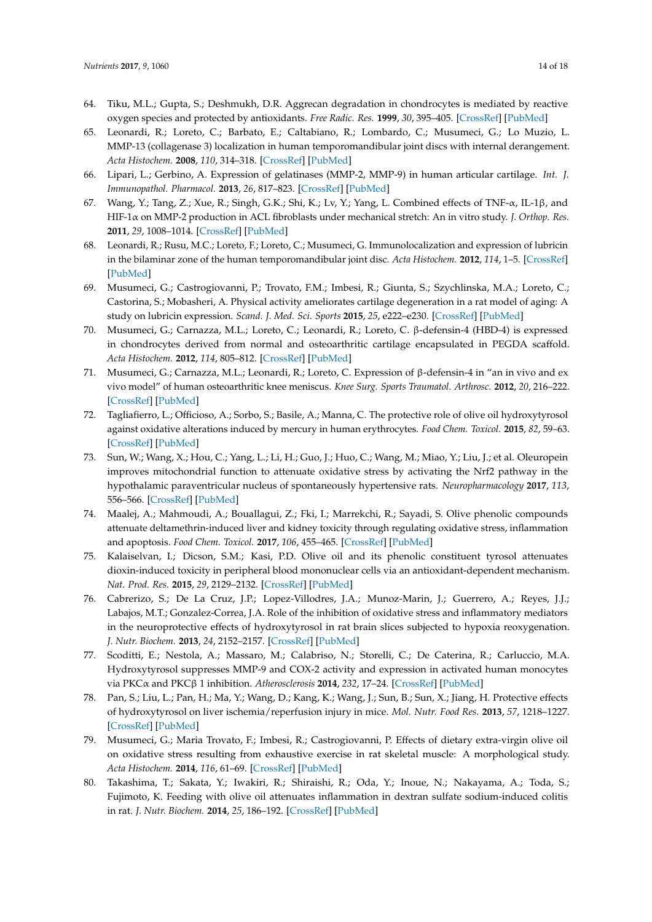64. Tiku, M.L.; Gupta, S.; Deshmukh, D.R. Aggrecan degradation in chondrocytes is mediated by reactive oxygen species and protected by antioxidants. *Free Radic. Res.* **1999**, *30*, 395–405. [CrossRef] [PubMed]
65. Leonardi, R.; Loreto, C.; Barbato, E.; Caltabiano, R.; Lombardo, C.; Musumeci, G.; Lo Muzio, L. MMP-13 (collagenase 3) localization in human temporomandibular joint discs with internal derangement. *Acta Histochem.* **2008**, *110*, 314–318. [CrossRef] [PubMed]
66. Lipari, L.; Gerbino, A. Expression of gelatinases (MMP-2, MMP-9) in human articular cartilage. *Int. J. Immunopathol. Pharmacol.* **2013**, *26*, 817–823. [CrossRef] [PubMed]
67. Wang, Y.; Tang, Z.; Xue, R.; Singh, G.K.; Shi, K.; Lv, Y.; Yang, L. Combined effects of TNF-α, IL-1β, and HIF-1α on MMP-2 production in ACL fibroblasts under mechanical stretch: An in vitro study. *J. Orthop. Res.* **2011**, *29*, 1008–1014. [CrossRef] [PubMed]
68. Leonardi, R.; Rusu, M.C.; Loreto, F.; Loreto, C.; Musumeci, G. Immunolocalization and expression of lubricin in the bilaminar zone of the human temporomandibular joint disc. *Acta Histochem.* **2012**, *114*, 1–5. [CrossRef] [PubMed]
69. Musumeci, G.; Castrogiovanni, P.; Trovato, F.M.; Imbesi, R.; Giunta, S.; Szychlinska, M.A.; Loreto, C.; Castorina, S.; Mobasheri, A. Physical activity ameliorates cartilage degeneration in a rat model of aging: A study on lubricin expression. *Scand. J. Med. Sci. Sports* **2015**, *25*, e222–e230. [CrossRef] [PubMed]
70. Musumeci, G.; Carnazza, M.L.; Loreto, C.; Leonardi, R.; Loreto, C. β-defensin-4 (HBD-4) is expressed in chondrocytes derived from normal and osteoarthritic cartilage encapsulated in PEGDA scaffold. *Acta Histochem.* **2012**, *114*, 805–812. [CrossRef] [PubMed]
71. Musumeci, G.; Carnazza, M.L.; Leonardi, R.; Loreto, C. Expression of β-defensin-4 in "an in vivo and ex vivo model" of human osteoarthritic knee meniscus. *Knee Surg. Sports Traumatol. Arthrosc.* **2012**, *20*, 216–222. [CrossRef] [PubMed]
72. Tagliafierro, L.; Officioso, A.; Sorbo, S.; Basile, A.; Manna, C. The protective role of olive oil hydroxytyrosol against oxidative alterations induced by mercury in human erythrocytes. *Food Chem. Toxicol.* **2015**, *82*, 59–63. [CrossRef] [PubMed]
73. Sun, W.; Wang, X.; Hou, C.; Yang, L.; Li, H.; Guo, J.; Huo, C.; Wang, M.; Miao, Y.; Liu, J.; et al. Oleuropein improves mitochondrial function to attenuate oxidative stress by activating the Nrf2 pathway in the hypothalamic paraventricular nucleus of spontaneously hypertensive rats. *Neuropharmacology* **2017**, *113*, 556–566. [CrossRef] [PubMed]
74. Maalej, A.; Mahmoudi, A.; Bouallagui, Z.; Fki, I.; Marrekchi, R.; Sayadi, S. Olive phenolic compounds attenuate deltamethrin-induced liver and kidney toxicity through regulating oxidative stress, inflammation and apoptosis. *Food Chem. Toxicol.* **2017**, *106*, 455–465. [CrossRef] [PubMed]
75. Kalaiselvan, I.; Dicson, S.M.; Kasi, P.D. Olive oil and its phenolic constituent tyrosol attenuates dioxin-induced toxicity in peripheral blood mononuclear cells via an antioxidant-dependent mechanism. *Nat. Prod. Res.* **2015**, *29*, 2129–2132. [CrossRef] [PubMed]
76. Cabrerizo, S.; De La Cruz, J.P.; Lopez-Villodres, J.A.; Munoz-Marin, J.; Guerrero, A.; Reyes, J.J.; Labajos, M.T.; Gonzalez-Correa, J.A. Role of the inhibition of oxidative stress and inflammatory mediators in the neuroprotective effects of hydroxytyrosol in rat brain slices subjected to hypoxia reoxygenation. *J. Nutr. Biochem.* **2013**, *24*, 2152–2157. [CrossRef] [PubMed]
77. Scoditti, E.; Nestola, A.; Massaro, M.; Calabriso, N.; Storelli, C.; De Caterina, R.; Carluccio, M.A. Hydroxytyrosol suppresses MMP-9 and COX-2 activity and expression in activated human monocytes via PKCα and PKCβ 1 inhibition. *Atherosclerosis* **2014**, *232*, 17–24. [CrossRef] [PubMed]
78. Pan, S.; Liu, L.; Pan, H.; Ma, Y.; Wang, D.; Kang, K.; Wang, J.; Sun, B.; Sun, X.; Jiang, H. Protective effects of hydroxytyrosol on liver ischemia/reperfusion injury in mice. *Mol. Nutr. Food Res.* **2013**, *57*, 1218–1227. [CrossRef] [PubMed]
79. Musumeci, G.; Maria Trovato, F.; Imbesi, R.; Castrogiovanni, P. Effects of dietary extra-virgin olive oil on oxidative stress resulting from exhaustive exercise in rat skeletal muscle: A morphological study. *Acta Histochem.* **2014**, *116*, 61–69. [CrossRef] [PubMed]
80. Takashima, T.; Sakata, Y.; Iwakiri, R.; Shiraishi, R.; Oda, Y.; Inoue, N.; Nakayama, A.; Toda, S.; Fujimoto, K. Feeding with olive oil attenuates inflammation in dextran sulfate sodium-induced colitis in rat. *J. Nutr. Biochem.* **2014**, *25*, 186–192. [CrossRef] [PubMed]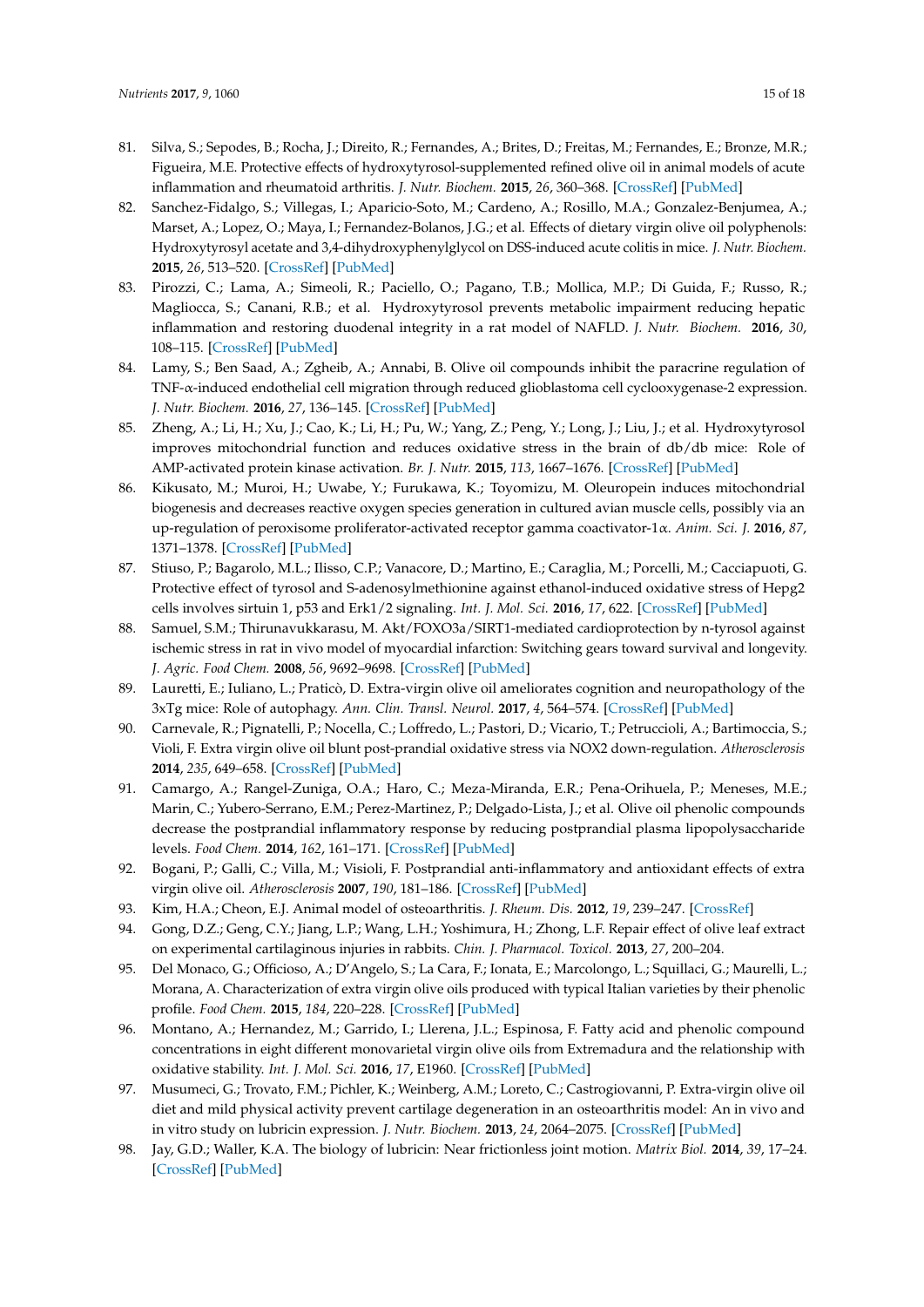81. Silva, S.; Sepodes, B.; Rocha, J.; Direito, R.; Fernandes, A.; Brites, D.; Freitas, M.; Fernandes, E.; Bronze, M.R.; Figueira, M.E. Protective effects of hydroxytyrosol-supplemented refined olive oil in animal models of acute inflammation and rheumatoid arthritis. *J. Nutr. Biochem.* **2015**, *26*, 360–368. [CrossRef] [PubMed]
82. Sanchez-Fidalgo, S.; Villegas, I.; Aparicio-Soto, M.; Cardeno, A.; Rosillo, M.A.; Gonzalez-Benjumea, A.; Marset, A.; Lopez, O.; Maya, I.; Fernandez-Bolanos, J.G.; et al. Effects of dietary virgin olive oil polyphenols: Hydroxytyrosyl acetate and 3,4-dihydroxyphenylglycol on DSS-induced acute colitis in mice. *J. Nutr. Biochem.* **2015**, *26*, 513–520. [CrossRef] [PubMed]
83. Pirozzi, C.; Lama, A.; Simeoli, R.; Paciello, O.; Pagano, T.B.; Mollica, M.P.; Di Guida, F.; Russo, R.; Magliocca, S.; Canani, R.B.; et al. Hydroxytyrosol prevents metabolic impairment reducing hepatic inflammation and restoring duodenal integrity in a rat model of NAFLD. *J. Nutr. Biochem.* **2016**, *30*, 108–115. [CrossRef] [PubMed]
84. Lamy, S.; Ben Saad, A.; Zgheib, A.; Annabi, B. Olive oil compounds inhibit the paracrine regulation of TNF-α-induced endothelial cell migration through reduced glioblastoma cell cyclooxygenase-2 expression. *J. Nutr. Biochem.* **2016**, *27*, 136–145. [CrossRef] [PubMed]
85. Zheng, A.; Li, H.; Xu, J.; Cao, K.; Li, H.; Pu, W.; Yang, Z.; Peng, Y.; Long, J.; Liu, J.; et al. Hydroxytyrosol improves mitochondrial function and reduces oxidative stress in the brain of db/db mice: Role of AMP-activated protein kinase activation. *Br. J. Nutr.* **2015**, *113*, 1667–1676. [CrossRef] [PubMed]
86. Kikusato, M.; Muroi, H.; Uwabe, Y.; Furukawa, K.; Toyomizu, M. Oleuropein induces mitochondrial biogenesis and decreases reactive oxygen species generation in cultured avian muscle cells, possibly via an up-regulation of peroxisome proliferator-activated receptor gamma coactivator-1α. *Anim. Sci. J.* **2016**, *87*, 1371–1378. [CrossRef] [PubMed]
87. Stiuso, P.; Bagarolo, M.L.; Ilisso, C.P.; Vanacore, D.; Martino, E.; Caraglia, M.; Porcelli, M.; Cacciapuoti, G. Protective effect of tyrosol and S-adenosylmethionine against ethanol-induced oxidative stress of Hepg2 cells involves sirtuin 1, p53 and Erk1/2 signaling. *Int. J. Mol. Sci.* **2016**, *17*, 622. [CrossRef] [PubMed]
88. Samuel, S.M.; Thirunavukkarasu, M. Akt/FOXO3a/SIRT1-mediated cardioprotection by n-tyrosol against ischemic stress in rat in vivo model of myocardial infarction: Switching gears toward survival and longevity. *J. Agric. Food Chem.* **2008**, *56*, 9692–9698. [CrossRef] [PubMed]
89. Lauretti, E.; Iuliano, L.; Praticò, D. Extra-virgin olive oil ameliorates cognition and neuropathology of the 3xTg mice: Role of autophagy. *Ann. Clin. Transl. Neurol.* **2017**, *4*, 564–574. [CrossRef] [PubMed]
90. Carnevale, R.; Pignatelli, P.; Nocella, C.; Loffredo, L.; Pastori, D.; Vicario, T.; Petruccioli, A.; Bartimoccia, S.; Violi, F. Extra virgin olive oil blunt post-prandial oxidative stress via NOX2 down-regulation. *Atherosclerosis* **2014**, *235*, 649–658. [CrossRef] [PubMed]
91. Camargo, A.; Rangel-Zuniga, O.A.; Haro, C.; Meza-Miranda, E.R.; Pena-Orihuela, P.; Meneses, M.E.; Marin, C.; Yubero-Serrano, E.M.; Perez-Martinez, P.; Delgado-Lista, J.; et al. Olive oil phenolic compounds decrease the postprandial inflammatory response by reducing postprandial plasma lipopolysaccharide levels. *Food Chem.* **2014**, *162*, 161–171. [CrossRef] [PubMed]
92. Bogani, P.; Galli, C.; Villa, M.; Visioli, F. Postprandial anti-inflammatory and antioxidant effects of extra virgin olive oil. *Atherosclerosis* **2007**, *190*, 181–186. [CrossRef] [PubMed]
93. Kim, H.A.; Cheon, E.J. Animal model of osteoarthritis. *J. Rheum. Dis.* **2012**, *19*, 239–247. [CrossRef]
94. Gong, D.Z.; Geng, C.Y.; Jiang, L.P.; Wang, L.H.; Yoshimura, H.; Zhong, L.F. Repair effect of olive leaf extract on experimental cartilaginous injuries in rabbits. *Chin. J. Pharmacol. Toxicol.* **2013**, *27*, 200–204.
95. Del Monaco, G.; Officioso, A.; D'Angelo, S.; La Cara, F.; Ionata, E.; Marcolongo, L.; Squillaci, G.; Maurelli, L.; Morana, A. Characterization of extra virgin olive oils produced with typical Italian varieties by their phenolic profile. *Food Chem.* **2015**, *184*, 220–228. [CrossRef] [PubMed]
96. Montano, A.; Hernandez, M.; Garrido, I.; Llerena, J.L.; Espinosa, F. Fatty acid and phenolic compound concentrations in eight different monovarietal virgin olive oils from Extremadura and the relationship with oxidative stability. *Int. J. Mol. Sci.* **2016**, *17*, E1960. [CrossRef] [PubMed]
97. Musumeci, G.; Trovato, F.M.; Pichler, K.; Weinberg, A.M.; Loreto, C.; Castrogiovanni, P. Extra-virgin olive oil diet and mild physical activity prevent cartilage degeneration in an osteoarthritis model: An in vivo and in vitro study on lubricin expression. *J. Nutr. Biochem.* **2013**, *24*, 2064–2075. [CrossRef] [PubMed]
98. Jay, G.D.; Waller, K.A. The biology of lubricin: Near frictionless joint motion. *Matrix Biol.* **2014**, *39*, 17–24. [CrossRef] [PubMed]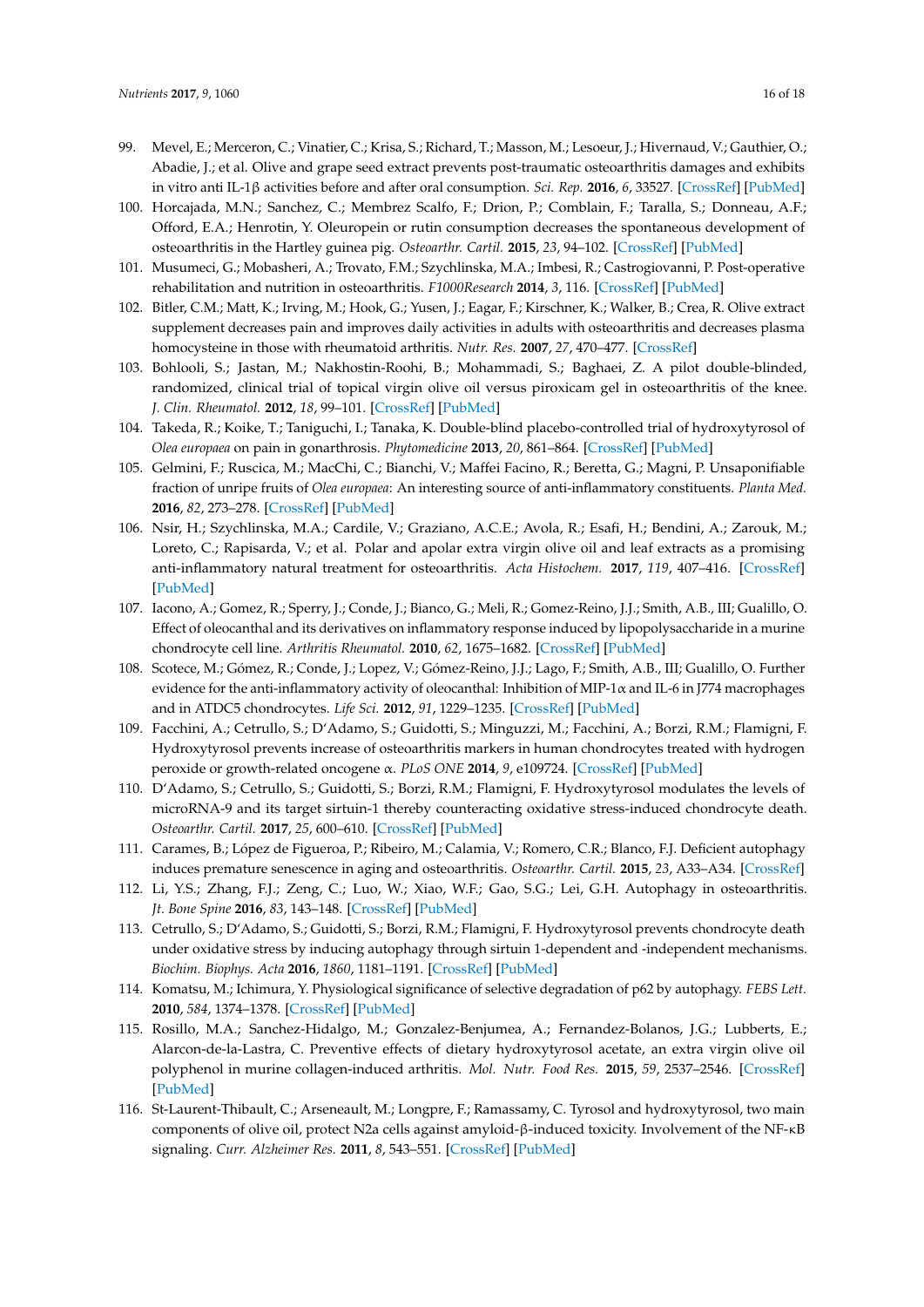99. Mevel, E.; Merceron, C.; Vinatier, C.; Krisa, S.; Richard, T.; Masson, M.; Lesoeur, J.; Hivernaud, V.; Gauthier, O.; Abadie, J.; et al. Olive and grape seed extract prevents post-traumatic osteoarthritis damages and exhibits in vitro anti IL-1β activities before and after oral consumption. *Sci. Rep.* **2016**, *6*, 33527. [CrossRef] [PubMed]
100. Horcajada, M.N.; Sanchez, C.; Membrez Scalfo, F.; Drion, P.; Comblain, F.; Taralla, S.; Donneau, A.F.; Offord, E.A.; Henrotin, Y. Oleuropein or rutin consumption decreases the spontaneous development of osteoarthritis in the Hartley guinea pig. *Osteoarthr. Cartil.* **2015**, *23*, 94–102. [CrossRef] [PubMed]
101. Musumeci, G.; Mobasheri, A.; Trovato, F.M.; Szychlinska, M.A.; Imbesi, R.; Castrogiovanni, P. Post-operative rehabilitation and nutrition in osteoarthritis. *F1000Research* **2014**, *3*, 116. [CrossRef] [PubMed]
102. Bitler, C.M.; Matt, K.; Irving, M.; Hook, G.; Yusen, J.; Eagar, F.; Kirschner, K.; Walker, B.; Crea, R. Olive extract supplement decreases pain and improves daily activities in adults with osteoarthritis and decreases plasma homocysteine in those with rheumatoid arthritis. *Nutr. Res.* **2007**, *27*, 470–477. [CrossRef]
103. Bohlooli, S.; Jastan, M.; Nakhostin-Roohi, B.; Mohammadi, S.; Baghaei, Z. A pilot double-blinded, randomized, clinical trial of topical virgin olive oil versus piroxicam gel in osteoarthritis of the knee. *J. Clin. Rheumatol.* **2012**, *18*, 99–101. [CrossRef] [PubMed]
104. Takeda, R.; Koike, T.; Taniguchi, I.; Tanaka, K. Double-blind placebo-controlled trial of hydroxytyrosol of *Olea europaea* on pain in gonarthrosis. *Phytomedicine* **2013**, *20*, 861–864. [CrossRef] [PubMed]
105. Gelmini, F.; Ruscica, M.; MacChi, C.; Bianchi, V.; Maffei Facino, R.; Beretta, G.; Magni, P. Unsaponifiable fraction of unripe fruits of *Olea europaea*: An interesting source of anti-inflammatory constituents. *Planta Med.* **2016**, *82*, 273–278. [CrossRef] [PubMed]
106. Nsir, H.; Szychlinska, M.A.; Cardile, V.; Graziano, A.C.E.; Avola, R.; Esafi, H.; Bendini, A.; Zarouk, M.; Loreto, C.; Rapisarda, V.; et al. Polar and apolar extra virgin olive oil and leaf extracts as a promising anti-inflammatory natural treatment for osteoarthritis. *Acta Histochem.* **2017**, *119*, 407–416. [CrossRef] [PubMed]
107. Iacono, A.; Gomez, R.; Sperry, J.; Conde, J.; Bianco, G.; Meli, R.; Gomez-Reino, J.J.; Smith, A.B., III; Gualillo, O. Effect of oleocanthal and its derivatives on inflammatory response induced by lipopolysaccharide in a murine chondrocyte cell line. *Arthritis Rheumatol.* **2010**, *62*, 1675–1682. [CrossRef] [PubMed]
108. Scotece, M.; Gómez, R.; Conde, J.; Lopez, V.; Gómez-Reino, J.J.; Lago, F.; Smith, A.B., III; Gualillo, O. Further evidence for the anti-inflammatory activity of oleocanthal: Inhibition of MIP-1α and IL-6 in J774 macrophages and in ATDC5 chondrocytes. *Life Sci.* **2012**, *91*, 1229–1235. [CrossRef] [PubMed]
109. Facchini, A.; Cetrullo, S.; D'Adamo, S.; Guidotti, S.; Minguzzi, M.; Facchini, A.; Borzi, R.M.; Flamigni, F. Hydroxytyrosol prevents increase of osteoarthritis markers in human chondrocytes treated with hydrogen peroxide or growth-related oncogene α. *PLoS ONE* **2014**, *9*, e109724. [CrossRef] [PubMed]
110. D'Adamo, S.; Cetrullo, S.; Guidotti, S.; Borzi, R.M.; Flamigni, F. Hydroxytyrosol modulates the levels of microRNA-9 and its target sirtuin-1 thereby counteracting oxidative stress-induced chondrocyte death. *Osteoarthr. Cartil.* **2017**, *25*, 600–610. [CrossRef] [PubMed]
111. Carames, B.; López de Figueroa, P.; Ribeiro, M.; Calamia, V.; Romero, C.R.; Blanco, F.J. Deficient autophagy induces premature senescence in aging and osteoarthritis. *Osteoarthr. Cartil.* **2015**, *23*, A33–A34. [CrossRef]
112. Li, Y.S.; Zhang, F.J.; Zeng, C.; Luo, W.; Xiao, W.F.; Gao, S.G.; Lei, G.H. Autophagy in osteoarthritis. *Jt. Bone Spine* **2016**, *83*, 143–148. [CrossRef] [PubMed]
113. Cetrullo, S.; D'Adamo, S.; Guidotti, S.; Borzi, R.M.; Flamigni, F. Hydroxytyrosol prevents chondrocyte death under oxidative stress by inducing autophagy through sirtuin 1-dependent and -independent mechanisms. *Biochim. Biophys. Acta* **2016**, *1860*, 1181–1191. [CrossRef] [PubMed]
114. Komatsu, M.; Ichimura, Y. Physiological significance of selective degradation of p62 by autophagy. *FEBS Lett.* **2010**, *584*, 1374–1378. [CrossRef] [PubMed]
115. Rosillo, M.A.; Sanchez-Hidalgo, M.; Gonzalez-Benjumea, A.; Fernandez-Bolanos, J.G.; Lubberts, E.; Alarcon-de-la-Lastra, C. Preventive effects of dietary hydroxytyrosol acetate, an extra virgin olive oil polyphenol in murine collagen-induced arthritis. *Mol. Nutr. Food Res.* **2015**, *59*, 2537–2546. [CrossRef] [PubMed]
116. St-Laurent-Thibault, C.; Arseneault, M.; Longpre, F.; Ramassamy, C. Tyrosol and hydroxytyrosol, two main components of olive oil, protect N2a cells against amyloid-β-induced toxicity. Involvement of the NF-κB signaling. *Curr. Alzheimer Res.* **2011**, *8*, 543–551. [CrossRef] [PubMed]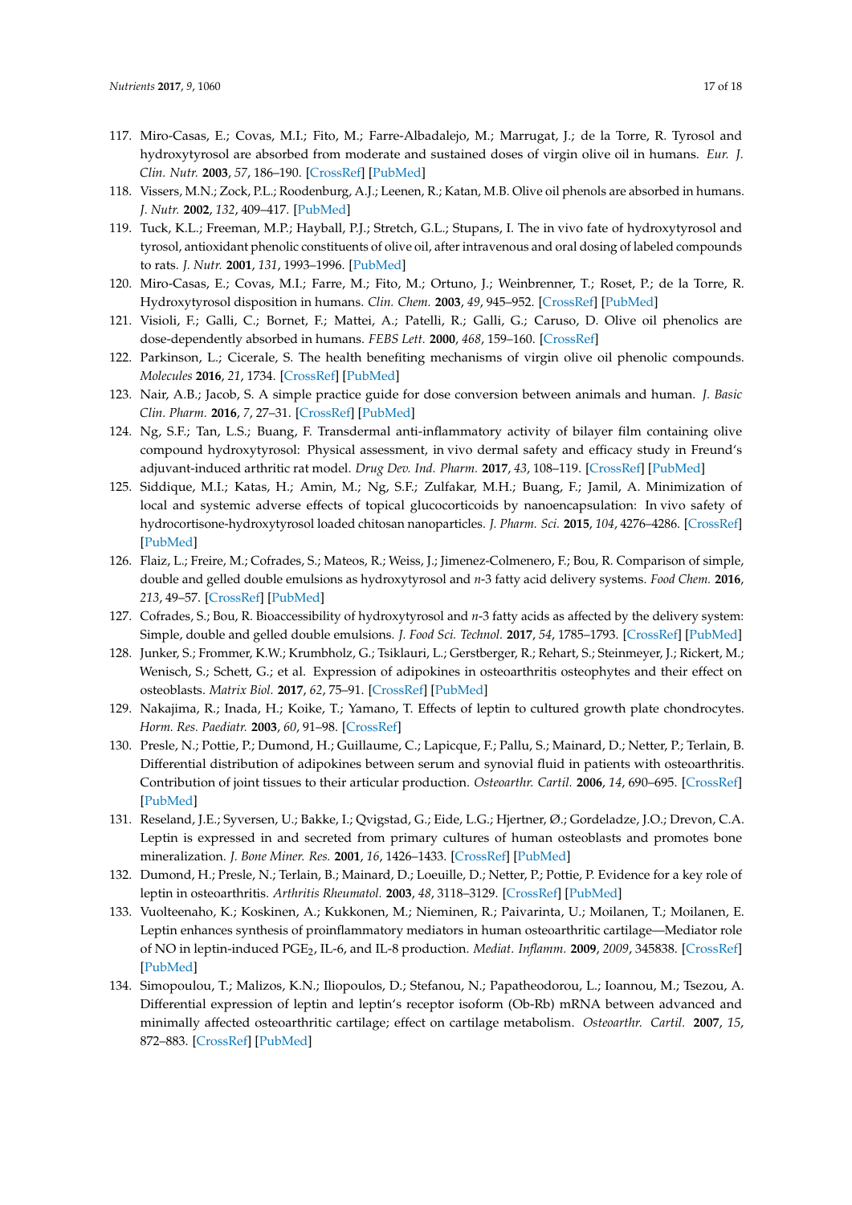117. Miro-Casas, E.; Covas, M.I.; Fito, M.; Farre-Albadalejo, M.; Marrugat, J.; de la Torre, R. Tyrosol and hydroxytyrosol are absorbed from moderate and sustained doses of virgin olive oil in humans. *Eur. J. Clin. Nutr.* **2003**, *57*, 186–190. [CrossRef] [PubMed]

118. Vissers, M.N.; Zock, P.L.; Roodenburg, A.J.; Leenen, R.; Katan, M.B. Olive oil phenols are absorbed in humans. *J. Nutr.* **2002**, *132*, 409–417. [PubMed]

119. Tuck, K.L.; Freeman, M.P.; Hayball, P.J.; Stretch, G.L.; Stupans, I. The in vivo fate of hydroxytyrosol and tyrosol, antioxidant phenolic constituents of olive oil, after intravenous and oral dosing of labeled compounds to rats. *J. Nutr.* **2001**, *131*, 1993–1996. [PubMed]

120. Miro-Casas, E.; Covas, M.I.; Farre, M.; Fito, M.; Ortuno, J.; Weinbrenner, T.; Roset, P.; de la Torre, R. Hydroxytyrosol disposition in humans. *Clin. Chem.* **2003**, *49*, 945–952. [CrossRef] [PubMed]

121. Visioli, F.; Galli, C.; Bornet, F.; Mattei, A.; Patelli, R.; Galli, G.; Caruso, D. Olive oil phenolics are dose-dependently absorbed in humans. *FEBS Lett.* **2000**, *468*, 159–160. [CrossRef]

122. Parkinson, L.; Cicerale, S. The health benefiting mechanisms of virgin olive oil phenolic compounds. *Molecules* **2016**, *21*, 1734. [CrossRef] [PubMed]

123. Nair, A.B.; Jacob, S. A simple practice guide for dose conversion between animals and human. *J. Basic Clin. Pharm.* **2016**, *7*, 27–31. [CrossRef] [PubMed]

124. Ng, S.F.; Tan, L.S.; Buang, F. Transdermal anti-inflammatory activity of bilayer film containing olive compound hydroxytyrosol: Physical assessment, in vivo dermal safety and efficacy study in Freund's adjuvant-induced arthritic rat model. *Drug Dev. Ind. Pharm.* **2017**, *43*, 108–119. [CrossRef] [PubMed]

125. Siddique, M.I.; Katas, H.; Amin, M.; Ng, S.F.; Zulfakar, M.H.; Buang, F.; Jamil, A. Minimization of local and systemic adverse effects of topical glucocorticoids by nanoencapsulation: In vivo safety of hydrocortisone-hydroxytyrosol loaded chitosan nanoparticles. *J. Pharm. Sci.* **2015**, *104*, 4276–4286. [CrossRef] [PubMed]

126. Flaiz, L.; Freire, M.; Cofrades, S.; Mateos, R.; Weiss, J.; Jimenez-Colmenero, F.; Bou, R. Comparison of simple, double and gelled double emulsions as hydroxytyrosol and *n*-3 fatty acid delivery systems. *Food Chem.* **2016**, *213*, 49–57. [CrossRef] [PubMed]

127. Cofrades, S.; Bou, R. Bioaccessibility of hydroxytyrosol and *n*-3 fatty acids as affected by the delivery system: Simple, double and gelled double emulsions. *J. Food Sci. Technol.* **2017**, *54*, 1785–1793. [CrossRef] [PubMed]

128. Junker, S.; Frommer, K.W.; Krumbholz, G.; Tsiklauri, L.; Gerstberger, R.; Rehart, S.; Steinmeyer, J.; Rickert, M.; Wenisch, S.; Schett, G.; et al. Expression of adipokines in osteoarthritis osteophytes and their effect on osteoblasts. *Matrix Biol.* **2017**, *62*, 75–91. [CrossRef] [PubMed]

129. Nakajima, R.; Inada, H.; Koike, T.; Yamano, T. Effects of leptin to cultured growth plate chondrocytes. *Horm. Res. Paediatr.* **2003**, *60*, 91–98. [CrossRef]

130. Presle, N.; Pottie, P.; Dumond, H.; Guillaume, C.; Lapicque, F.; Pallu, S.; Mainard, D.; Netter, P.; Terlain, B. Differential distribution of adipokines between serum and synovial fluid in patients with osteoarthritis. Contribution of joint tissues to their articular production. *Osteoarthr. Cartil.* **2006**, *14*, 690–695. [CrossRef] [PubMed]

131. Reseland, J.E.; Syversen, U.; Bakke, I.; Qvigstad, G.; Eide, L.G.; Hjertner, Ø.; Gordeladze, J.O.; Drevon, C.A. Leptin is expressed in and secreted from primary cultures of human osteoblasts and promotes bone mineralization. *J. Bone Miner. Res.* **2001**, *16*, 1426–1433. [CrossRef] [PubMed]

132. Dumond, H.; Presle, N.; Terlain, B.; Mainard, D.; Loeuille, D.; Netter, P.; Pottie, P. Evidence for a key role of leptin in osteoarthritis. *Arthritis Rheumatol.* **2003**, *48*, 3118–3129. [CrossRef] [PubMed]

133. Vuolteenaho, K.; Koskinen, A.; Kukkonen, M.; Nieminen, R.; Paivarinta, U.; Moilanen, T.; Moilanen, E. Leptin enhances synthesis of proinflammatory mediators in human osteoarthritic cartilage—Mediator role of NO in leptin-induced $PGE_2$, IL-6, and IL-8 production. *Mediat. Inflamm.* **2009**, *2009*, 345838. [CrossRef] [PubMed]

134. Simopoulou, T.; Malizos, K.N.; Iliopoulos, D.; Stefanou, N.; Papatheodorou, L.; Ioannou, M.; Tsezou, A. Differential expression of leptin and leptin's receptor isoform (Ob-Rb) mRNA between advanced and minimally affected osteoarthritic cartilage; effect on cartilage metabolism. *Osteoarthr. Cartil.* **2007**, *15*, 872–883. [CrossRef] [PubMed]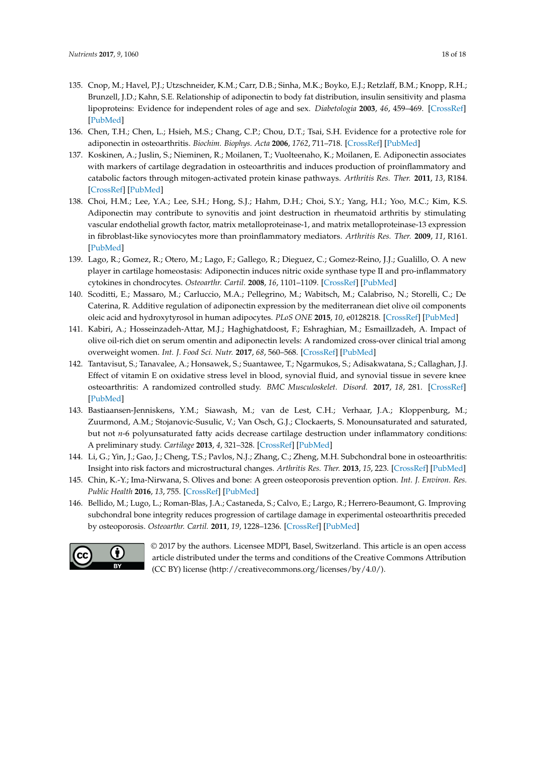135. Cnop, M.; Havel, P.J.; Utzschneider, K.M.; Carr, D.B.; Sinha, M.K.; Boyko, E.J.; Retzlaff, B.M.; Knopp, R.H.; Brunzell, J.D.; Kahn, S.E. Relationship of adiponectin to body fat distribution, insulin sensitivity and plasma lipoproteins: Evidence for independent roles of age and sex. *Diabetologia* **2003**, *46*, 459–469. [CrossRef] [PubMed]
136. Chen, T.H.; Chen, L.; Hsieh, M.S.; Chang, C.P.; Chou, D.T.; Tsai, S.H. Evidence for a protective role for adiponectin in osteoarthritis. *Biochim. Biophys. Acta* **2006**, *1762*, 711–718. [CrossRef] [PubMed]
137. Koskinen, A.; Juslin, S.; Nieminen, R.; Moilanen, T.; Vuolteenaho, K.; Moilanen, E. Adiponectin associates with markers of cartilage degradation in osteoarthritis and induces production of proinflammatory and catabolic factors through mitogen-activated protein kinase pathways. *Arthritis Res. Ther.* **2011**, *13*, R184. [CrossRef] [PubMed]
138. Choi, H.M.; Lee, Y.A.; Lee, S.H.; Hong, S.J.; Hahm, D.H.; Choi, S.Y.; Yang, H.I.; Yoo, M.C.; Kim, K.S. Adiponectin may contribute to synovitis and joint destruction in rheumatoid arthritis by stimulating vascular endothelial growth factor, matrix metalloproteinase-1, and matrix metalloproteinase-13 expression in fibroblast-like synoviocytes more than proinflammatory mediators. *Arthritis Res. Ther.* **2009**, *11*, R161. [PubMed]
139. Lago, R.; Gomez, R.; Otero, M.; Lago, F.; Gallego, R.; Dieguez, C.; Gomez-Reino, J.J.; Gualillo, O. A new player in cartilage homeostasis: Adiponectin induces nitric oxide synthase type II and pro-inflammatory cytokines in chondrocytes. *Osteoarthr. Cartil.* **2008**, *16*, 1101–1109. [CrossRef] [PubMed]
140. Scoditti, E.; Massaro, M.; Carluccio, M.A.; Pellegrino, M.; Wabitsch, M.; Calabriso, N.; Storelli, C.; De Caterina, R. Additive regulation of adiponectin expression by the mediterranean diet olive oil components oleic acid and hydroxytyrosol in human adipocytes. *PLoS ONE* **2015**, *10*, e0128218. [CrossRef] [PubMed]
141. Kabiri, A.; Hosseinzadeh-Attar, M.J.; Haghighatdoost, F.; Eshraghian, M.; Esmaillzadeh, A. Impact of olive oil-rich diet on serum omentin and adiponectin levels: A randomized cross-over clinical trial among overweight women. *Int. J. Food Sci. Nutr.* **2017**, *68*, 560–568. [CrossRef] [PubMed]
142. Tantavisut, S.; Tanavalee, A.; Honsawek, S.; Suantawee, T.; Ngarmukos, S.; Adisakwatana, S.; Callaghan, J.J. Effect of vitamin E on oxidative stress level in blood, synovial fluid, and synovial tissue in severe knee osteoarthritis: A randomized controlled study. *BMC Musculoskelet. Disord.* **2017**, *18*, 281. [CrossRef] [PubMed]
143. Bastiaansen-Jenniskens, Y.M.; Siawash, M.; van de Lest, C.H.; Verhaar, J.A.; Kloppenburg, M.; Zuurmond, A.M.; Stojanovic-Susulic, V.; Van Osch, G.J.; Clockaerts, S. Monounsaturated and saturated, but not *n*-6 polyunsaturated fatty acids decrease cartilage destruction under inflammatory conditions: A preliminary study. *Cartilage* **2013**, *4*, 321–328. [CrossRef] [PubMed]
144. Li, G.; Yin, J.; Gao, J.; Cheng, T.S.; Pavlos, N.J.; Zhang, C.; Zheng, M.H. Subchondral bone in osteoarthritis: Insight into risk factors and microstructural changes. *Arthritis Res. Ther.* **2013**, *15*, 223. [CrossRef] [PubMed]
145. Chin, K.-Y.; Ima-Nirwana, S. Olives and bone: A green osteoporosis prevention option. *Int. J. Environ. Res. Public Health* **2016**, *13*, 755. [CrossRef] [PubMed]
146. Bellido, M.; Lugo, L.; Roman-Blas, J.A.; Castaneda, S.; Calvo, E.; Largo, R.; Herrero-Beaumont, G. Improving subchondral bone integrity reduces progression of cartilage damage in experimental osteoarthritis preceded by osteoporosis. *Osteoarthr. Cartil.* **2011**, *19*, 1228–1236. [CrossRef] [PubMed]

© 2017 by the authors. Licensee MDPI, Basel, Switzerland. This article is an open access article distributed under the terms and conditions of the Creative Commons Attribution (CC BY) license (http://creativecommons.org/licenses/by/4.0/).